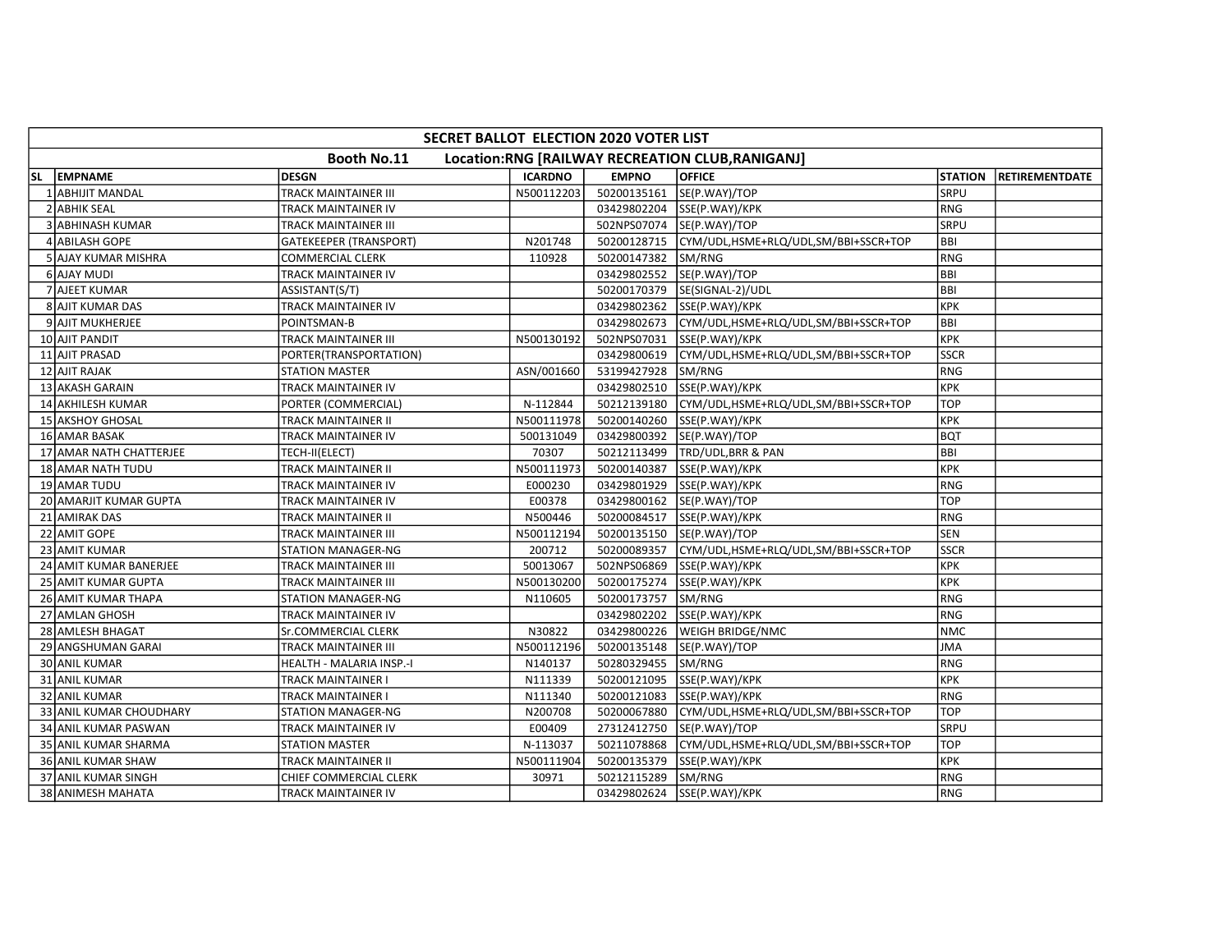| SECRET BALLOT ELECTION 2020 VOTER LIST | | | | | | | |
|---|---|---|---|---|---|---|---|
| Booth No.11 Location:RNG [RAILWAY RECREATION CLUB,RANIGANJ] | | | | | | | |
| SL | EMPNAME | DESGN | ICARDNO | EMPNO | OFFICE | STATION | RETIREMENTDATE |
| 1 | ABHIJIT MANDAL | TRACK MAINTAINER III | N500112203 | 50200135161 | SE(P.WAY)/TOP | SRPU | |
| 2 | ABHIK SEAL | TRACK MAINTAINER IV | | 03429802204 | SSE(P.WAY)/KPK | RNG | |
| 3 | ABHINASH KUMAR | TRACK MAINTAINER III | | 502NPS07074 | SE(P.WAY)/TOP | SRPU | |
| 4 | ABILASH GOPE | GATEKEEPER (TRANSPORT) | N201748 | 50200128715 | CYM/UDL,HSME+RLQ/UDL,SM/BBI+SSCR+TOP | BBI | |
| 5 | AJAY KUMAR MISHRA | COMMERCIAL CLERK | 110928 | 50200147382 | SM/RNG | RNG | |
| 6 | AJAY MUDI | TRACK MAINTAINER IV | | 03429802552 | SE(P.WAY)/TOP | BBI | |
| 7 | AJEET KUMAR | ASSISTANT(S/T) | | 50200170379 | SE(SIGNAL-2)/UDL | BBI | |
| 8 | AJIT KUMAR DAS | TRACK MAINTAINER IV | | 03429802362 | SSE(P.WAY)/KPK | KPK | |
| 9 | AJIT MUKHERJEE | POINTSMAN-B | | 03429802673 | CYM/UDL,HSME+RLQ/UDL,SM/BBI+SSCR+TOP | BBI | |
| 10 | AJIT PANDIT | TRACK MAINTAINER III | N500130192 | 502NPS07031 | SSE(P.WAY)/KPK | KPK | |
| 11 | AJIT PRASAD | PORTER(TRANSPORTATION) | | 03429800619 | CYM/UDL,HSME+RLQ/UDL,SM/BBI+SSCR+TOP | SSCR | |
| 12 | AJIT RAJAK | STATION MASTER | ASN/001660 | 53199427928 | SM/RNG | RNG | |
| 13 | AKASH GARAIN | TRACK MAINTAINER IV | | 03429802510 | SSE(P.WAY)/KPK | KPK | |
| 14 | AKHILESH KUMAR | PORTER (COMMERCIAL) | N-112844 | 50212139180 | CYM/UDL,HSME+RLQ/UDL,SM/BBI+SSCR+TOP | TOP | |
| 15 | AKSHOY GHOSAL | TRACK MAINTAINER II | N500111978 | 50200140260 | SSE(P.WAY)/KPK | KPK | |
| 16 | AMAR BASAK | TRACK MAINTAINER IV | 500131049 | 03429800392 | SE(P.WAY)/TOP | BQT | |
| 17 | AMAR NATH CHATTERJEE | TECH-II(ELECT) | 70307 | 50212113499 | TRD/UDL,BRR & PAN | BBI | |
| 18 | AMAR NATH TUDU | TRACK MAINTAINER II | N500111973 | 50200140387 | SSE(P.WAY)/KPK | KPK | |
| 19 | AMAR TUDU | TRACK MAINTAINER IV | E000230 | 03429801929 | SSE(P.WAY)/KPK | RNG | |
| 20 | AMARJIT KUMAR GUPTA | TRACK MAINTAINER IV | E00378 | 03429800162 | SE(P.WAY)/TOP | TOP | |
| 21 | AMIRAK DAS | TRACK MAINTAINER II | N500446 | 50200084517 | SSE(P.WAY)/KPK | RNG | |
| 22 | AMIT GOPE | TRACK MAINTAINER III | N500112194 | 50200135150 | SE(P.WAY)/TOP | SEN | |
| 23 | AMIT KUMAR | STATION MANAGER-NG | 200712 | 50200089357 | CYM/UDL,HSME+RLQ/UDL,SM/BBI+SSCR+TOP | SSCR | |
| 24 | AMIT KUMAR BANERJEE | TRACK MAINTAINER III | 50013067 | 502NPS06869 | SSE(P.WAY)/KPK | KPK | |
| 25 | AMIT KUMAR GUPTA | TRACK MAINTAINER III | N500130200 | 50200175274 | SSE(P.WAY)/KPK | KPK | |
| 26 | AMIT KUMAR THAPA | STATION MANAGER-NG | N110605 | 50200173757 | SM/RNG | RNG | |
| 27 | AMLAN GHOSH | TRACK MAINTAINER IV | | 03429802202 | SSE(P.WAY)/KPK | RNG | |
| 28 | AMLESH BHAGAT | Sr.COMMERCIAL CLERK | N30822 | 03429800226 | WEIGH BRIDGE/NMC | NMC | |
| 29 | ANGSHUMAN GARAI | TRACK MAINTAINER III | N500112196 | 50200135148 | SE(P.WAY)/TOP | JMA | |
| 30 | ANIL KUMAR | HEALTH - MALARIA INSP.-I | N140137 | 50280329455 | SM/RNG | RNG | |
| 31 | ANIL KUMAR | TRACK MAINTAINER I | N111339 | 50200121095 | SSE(P.WAY)/KPK | KPK | |
| 32 | ANIL KUMAR | TRACK MAINTAINER I | N111340 | 50200121083 | SSE(P.WAY)/KPK | RNG | |
| 33 | ANIL KUMAR CHOUDHARY | STATION MANAGER-NG | N200708 | 50200067880 | CYM/UDL,HSME+RLQ/UDL,SM/BBI+SSCR+TOP | TOP | |
| 34 | ANIL KUMAR PASWAN | TRACK MAINTAINER IV | E00409 | 27312412750 | SE(P.WAY)/TOP | SRPU | |
| 35 | ANIL KUMAR SHARMA | STATION MASTER | N-113037 | 50211078868 | CYM/UDL,HSME+RLQ/UDL,SM/BBI+SSCR+TOP | TOP | |
| 36 | ANIL KUMAR SHAW | TRACK MAINTAINER II | N500111904 | 50200135379 | SSE(P.WAY)/KPK | KPK | |
| 37 | ANIL KUMAR SINGH | CHIEF COMMERCIAL CLERK | 30971 | 50212115289 | SM/RNG | RNG | |
| 38 | ANIMESH MAHATA | TRACK MAINTAINER IV | | 03429802624 | SSE(P.WAY)/KPK | RNG | |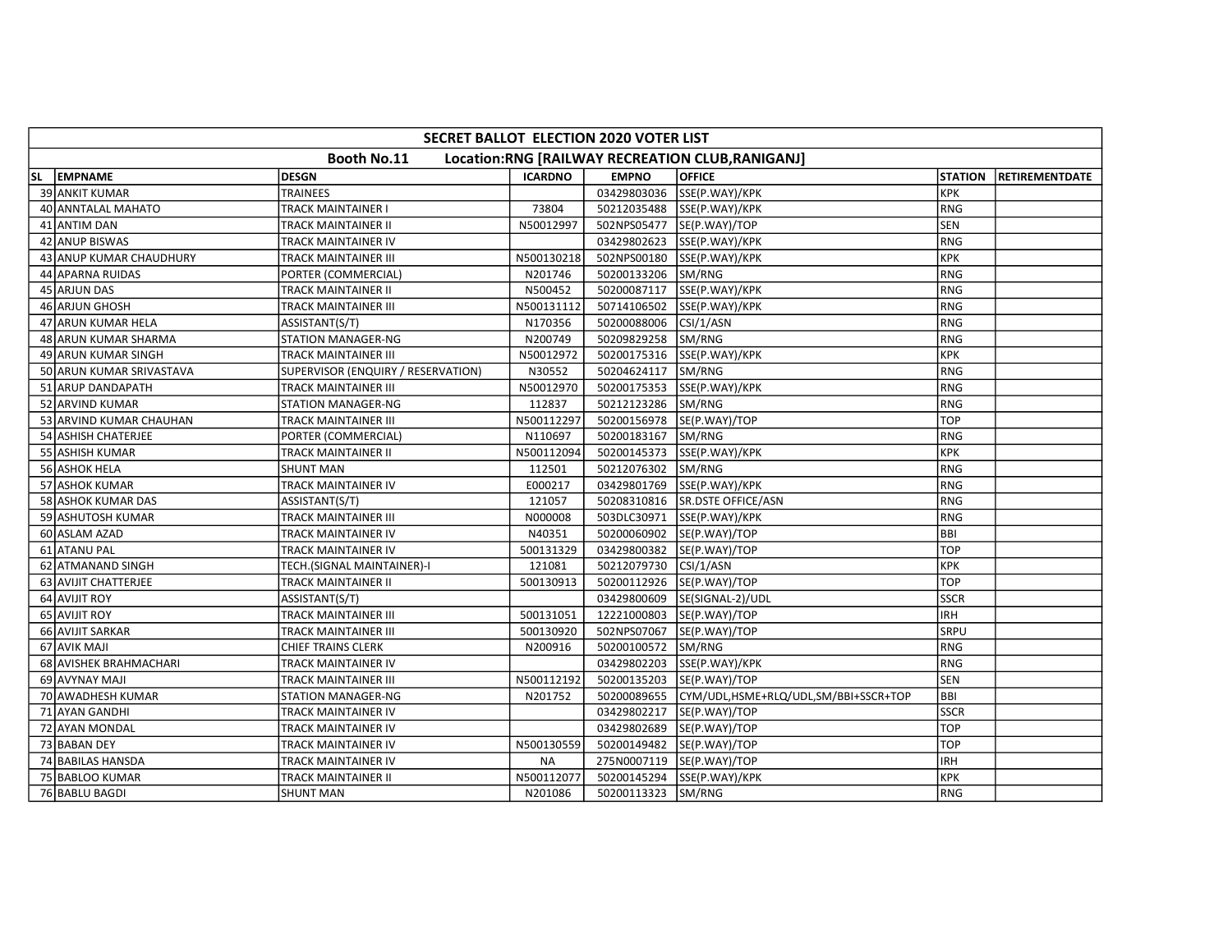| SECRET BALLOT ELECTION 2020 VOTER LIST | | | | | | | |
|---|---|---|---|---|---|---|---|
| Booth No.11 Location:RNG [RAILWAY RECREATION CLUB,RANIGANJ] | | | | | | | |
| SL EMPNAME | DESGN | ICARDNO | EMPNO | OFFICE | STATION | RETIREMENTDATE | |
| 39 ANKIT KUMAR | TRAINEES | | 03429803036 | SSE(P.WAY)/KPK | KPK | | |
| 40 ANNTALAL MAHATO | TRACK MAINTAINER I | 73804 | 50212035488 | SSE(P.WAY)/KPK | RNG | | |
| 41 ANTIM DAN | TRACK MAINTAINER II | N50012997 | 502NPS05477 | SE(P.WAY)/TOP | SEN | | |
| 42 ANUP BISWAS | TRACK MAINTAINER IV | | 03429802623 | SSE(P.WAY)/KPK | RNG | | |
| 43 ANUP KUMAR CHAUDHURY | TRACK MAINTAINER III | N500130218 | 502NPS00180 | SSE(P.WAY)/KPK | KPK | | |
| 44 APARNA RUIDAS | PORTER (COMMERCIAL) | N201746 | 50200133206 | SM/RNG | RNG | | |
| 45 ARJUN DAS | TRACK MAINTAINER II | N500452 | 50200087117 | SSE(P.WAY)/KPK | RNG | | |
| 46 ARJUN GHOSH | TRACK MAINTAINER III | N500131112 | 50714106502 | SSE(P.WAY)/KPK | RNG | | |
| 47 ARUN KUMAR HELA | ASSISTANT(S/T) | N170356 | 50200088006 | CSI/1/ASN | RNG | | |
| 48 ARUN KUMAR SHARMA | STATION MANAGER-NG | N200749 | 50209829258 | SM/RNG | RNG | | |
| 49 ARUN KUMAR SINGH | TRACK MAINTAINER III | N50012972 | 50200175316 | SSE(P.WAY)/KPK | KPK | | |
| 50 ARUN KUMAR SRIVASTAVA | SUPERVISOR (ENQUIRY / RESERVATION) | N30552 | 50204624117 | SM/RNG | RNG | | |
| 51 ARUP DANDAPATH | TRACK MAINTAINER III | N50012970 | 50200175353 | SSE(P.WAY)/KPK | RNG | | |
| 52 ARVIND KUMAR | STATION MANAGER-NG | 112837 | 50212123286 | SM/RNG | RNG | | |
| 53 ARVIND KUMAR CHAUHAN | TRACK MAINTAINER III | N500112297 | 50200156978 | SE(P.WAY)/TOP | TOP | | |
| 54 ASHISH CHATERJEE | PORTER (COMMERCIAL) | N110697 | 50200183167 | SM/RNG | RNG | | |
| 55 ASHISH KUMAR | TRACK MAINTAINER II | N500112094 | 50200145373 | SSE(P.WAY)/KPK | KPK | | |
| 56 ASHOK HELA | SHUNT MAN | 112501 | 50212076302 | SM/RNG | RNG | | |
| 57 ASHOK KUMAR | TRACK MAINTAINER IV | E000217 | 03429801769 | SSE(P.WAY)/KPK | RNG | | |
| 58 ASHOK KUMAR DAS | ASSISTANT(S/T) | 121057 | 50208310816 | SR.DSTE OFFICE/ASN | RNG | | |
| 59 ASHUTOSH KUMAR | TRACK MAINTAINER III | N000008 | 503DLC30971 | SSE(P.WAY)/KPK | RNG | | |
| 60 ASLAM AZAD | TRACK MAINTAINER IV | N40351 | 50200060902 | SE(P.WAY)/TOP | BBI | | |
| 61 ATANU PAL | TRACK MAINTAINER IV | 500131329 | 03429800382 | SE(P.WAY)/TOP | TOP | | |
| 62 ATMANAND SINGH | TECH.(SIGNAL MAINTAINER)-I | 121081 | 50212079730 | CSI/1/ASN | KPK | | |
| 63 AVIJIT CHATTERJEE | TRACK MAINTAINER II | 500130913 | 50200112926 | SE(P.WAY)/TOP | TOP | | |
| 64 AVIJIT ROY | ASSISTANT(S/T) | | 03429800609 | SE(SIGNAL-2)/UDL | SSCR | | |
| 65 AVIJIT ROY | TRACK MAINTAINER III | 500131051 | 12221000803 | SE(P.WAY)/TOP | IRH | | |
| 66 AVIJIT SARKAR | TRACK MAINTAINER III | 500130920 | 502NPS07067 | SE(P.WAY)/TOP | SRPU | | |
| 67 AVIK MAJI | CHIEF TRAINS CLERK | N200916 | 50200100572 | SM/RNG | RNG | | |
| 68 AVISHEK BRAHMACHARI | TRACK MAINTAINER IV | | 03429802203 | SSE(P.WAY)/KPK | RNG | | |
| 69 AVYNAY MAJI | TRACK MAINTAINER III | N500112192 | 50200135203 | SE(P.WAY)/TOP | SEN | | |
| 70 AWADHESH KUMAR | STATION MANAGER-NG | N201752 | 50200089655 | CYM/UDL,HSME+RLQ/UDL,SM/BBI+SSCR+TOP | BBI | | |
| 71 AYAN GANDHI | TRACK MAINTAINER IV | | 03429802217 | SE(P.WAY)/TOP | SSCR | | |
| 72 AYAN MONDAL | TRACK MAINTAINER IV | | 03429802689 | SE(P.WAY)/TOP | TOP | | |
| 73 BABAN DEY | TRACK MAINTAINER IV | N500130559 | 50200149482 | SE(P.WAY)/TOP | TOP | | |
| 74 BABILAS HANSDA | TRACK MAINTAINER IV | NA | 275N0007119 | SE(P.WAY)/TOP | IRH | | |
| 75 BABLOO KUMAR | TRACK MAINTAINER II | N500112077 | 50200145294 | SSE(P.WAY)/KPK | KPK | | |
| 76 BABLU BAGDI | SHUNT MAN | N201086 | 50200113323 | SM/RNG | RNG | | |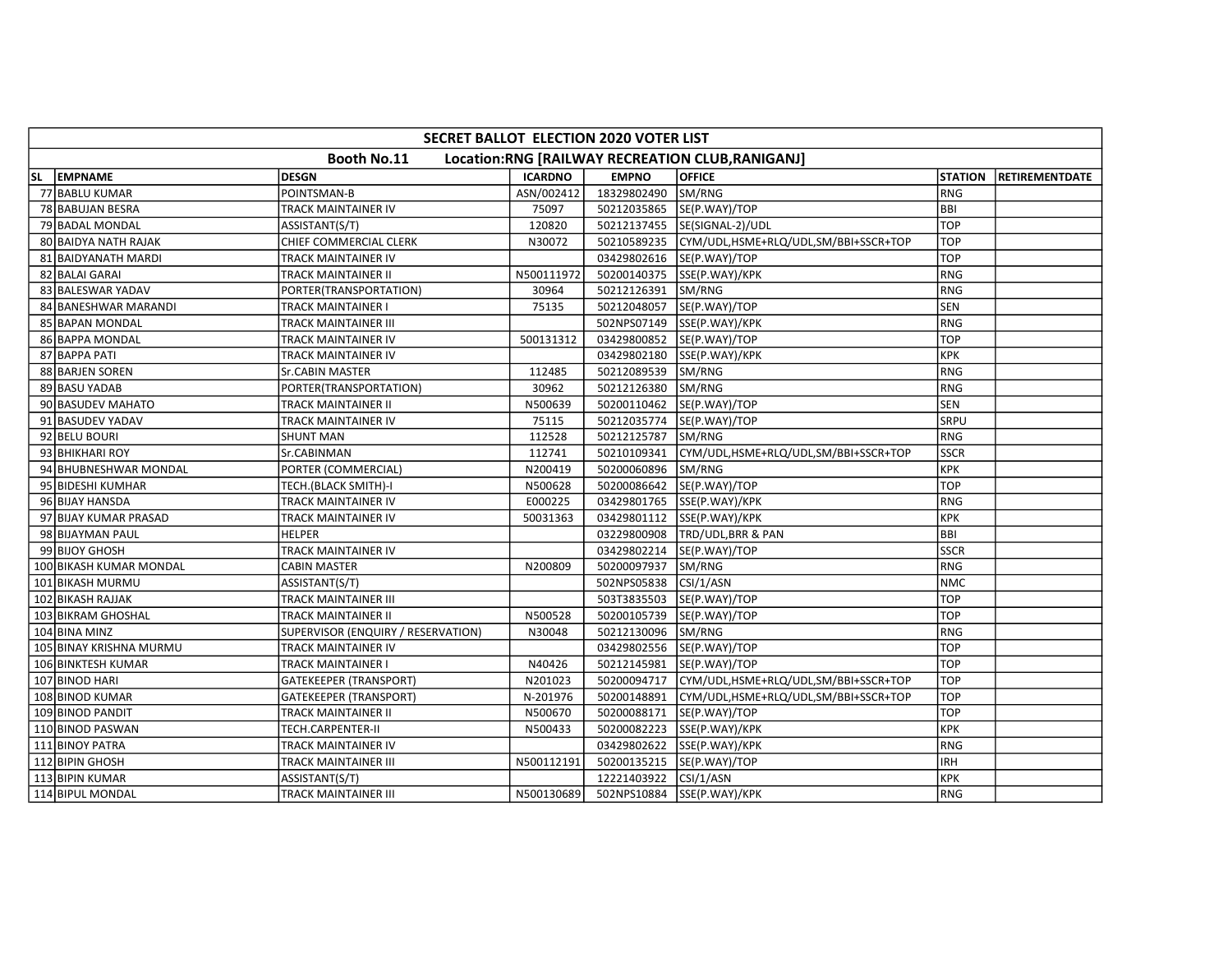| SECRET BALLOT ELECTION 2020 VOTER LIST | | | | | | | |
|---|---|---|---|---|---|---|---|
| Booth No.11 Location:RNG [RAILWAY RECREATION CLUB,RANIGANJ] | | | | | | | |
| SL | EMPNAME | DESGN | ICARDNO | EMPNO | OFFICE | STATION | RETIREMENTDATE |
| 77 | BABLU KUMAR | POINTSMAN-B | ASN/002412 | 18329802490 | SM/RNG | RNG | |
| 78 | BABUJAN BESRA | TRACK MAINTAINER IV | 75097 | 50212035865 | SE(P.WAY)/TOP | BBI | |
| 79 | BADAL MONDAL | ASSISTANT(S/T) | 120820 | 50212137455 | SE(SIGNAL-2)/UDL | TOP | |
| 80 | BAIDYA NATH RAJAK | CHIEF COMMERCIAL CLERK | N30072 | 50210589235 | CYM/UDL,HSME+RLQ/UDL,SM/BBI+SSCR+TOP | TOP | |
| 81 | BAIDYANATH MARDI | TRACK MAINTAINER IV | | 03429802616 | SE(P.WAY)/TOP | TOP | |
| 82 | BALAI GARAI | TRACK MAINTAINER II | N500111972 | 50200140375 | SSE(P.WAY)/KPK | RNG | |
| 83 | BALESWAR YADAV | PORTER(TRANSPORTATION) | 30964 | 50212126391 | SM/RNG | RNG | |
| 84 | BANESHWAR MARANDI | TRACK MAINTAINER I | 75135 | 50212048057 | SE(P.WAY)/TOP | SEN | |
| 85 | BAPAN MONDAL | TRACK MAINTAINER III | | 502NPS07149 | SSE(P.WAY)/KPK | RNG | |
| 86 | BAPPA MONDAL | TRACK MAINTAINER IV | 500131312 | 03429800852 | SE(P.WAY)/TOP | TOP | |
| 87 | BAPPA PATI | TRACK MAINTAINER IV | | 03429802180 | SSE(P.WAY)/KPK | KPK | |
| 88 | BARJEN SOREN | Sr.CABIN MASTER | 112485 | 50212089539 | SM/RNG | RNG | |
| 89 | BASU YADAB | PORTER(TRANSPORTATION) | 30962 | 50212126380 | SM/RNG | RNG | |
| 90 | BASUDEV MAHATO | TRACK MAINTAINER II | N500639 | 50200110462 | SE(P.WAY)/TOP | SEN | |
| 91 | BASUDEV YADAV | TRACK MAINTAINER IV | 75115 | 50212035774 | SE(P.WAY)/TOP | SRPU | |
| 92 | BELU BOURI | SHUNT MAN | 112528 | 50212125787 | SM/RNG | RNG | |
| 93 | BHIKHARI ROY | Sr.CABINMAN | 112741 | 50210109341 | CYM/UDL,HSME+RLQ/UDL,SM/BBI+SSCR+TOP | SSCR | |
| 94 | BHUBNESHWAR MONDAL | PORTER (COMMERCIAL) | N200419 | 50200060896 | SM/RNG | KPK | |
| 95 | BIDESHI KUMHAR | TECH.(BLACK SMITH)-I | N500628 | 50200086642 | SE(P.WAY)/TOP | TOP | |
| 96 | BIJAY HANSDA | TRACK MAINTAINER IV | E000225 | 03429801765 | SSE(P.WAY)/KPK | RNG | |
| 97 | BIJAY KUMAR PRASAD | TRACK MAINTAINER IV | 50031363 | 03429801112 | SSE(P.WAY)/KPK | KPK | |
| 98 | BIJAYMAN PAUL | HELPER | | 03229800908 | TRD/UDL,BRR & PAN | BBI | |
| 99 | BIJOY GHOSH | TRACK MAINTAINER IV | | 03429802214 | SE(P.WAY)/TOP | SSCR | |
| 100 | BIKASH KUMAR MONDAL | CABIN MASTER | N200809 | 50200097937 | SM/RNG | RNG | |
| 101 | BIKASH MURMU | ASSISTANT(S/T) | | 502NPS05838 | CSI/1/ASN | NMC | |
| 102 | BIKASH RAJJAK | TRACK MAINTAINER III | | 503T3835503 | SE(P.WAY)/TOP | TOP | |
| 103 | BIKRAM GHOSHAL | TRACK MAINTAINER II | N500528 | 50200105739 | SE(P.WAY)/TOP | TOP | |
| 104 | BINA MINZ | SUPERVISOR (ENQUIRY / RESERVATION) | N30048 | 50212130096 | SM/RNG | RNG | |
| 105 | BINAY KRISHNA MURMU | TRACK MAINTAINER IV | | 03429802556 | SE(P.WAY)/TOP | TOP | |
| 106 | BINKTESH KUMAR | TRACK MAINTAINER I | N40426 | 50212145981 | SE(P.WAY)/TOP | TOP | |
| 107 | BINOD HARI | GATEKEEPER (TRANSPORT) | N201023 | 50200094717 | CYM/UDL,HSME+RLQ/UDL,SM/BBI+SSCR+TOP | TOP | |
| 108 | BINOD KUMAR | GATEKEEPER (TRANSPORT) | N-201976 | 50200148891 | CYM/UDL,HSME+RLQ/UDL,SM/BBI+SSCR+TOP | TOP | |
| 109 | BINOD PANDIT | TRACK MAINTAINER II | N500670 | 50200088171 | SE(P.WAY)/TOP | TOP | |
| 110 | BINOD PASWAN | TECH.CARPENTER-II | N500433 | 50200082223 | SSE(P.WAY)/KPK | KPK | |
| 111 | BINOY PATRA | TRACK MAINTAINER IV | | 03429802622 | SSE(P.WAY)/KPK | RNG | |
| 112 | BIPIN GHOSH | TRACK MAINTAINER III | N500112191 | 50200135215 | SE(P.WAY)/TOP | IRH | |
| 113 | BIPIN KUMAR | ASSISTANT(S/T) | | 12221403922 | CSI/1/ASN | KPK | |
| 114 | BIPUL MONDAL | TRACK MAINTAINER III | N500130689 | 502NPS10884 | SSE(P.WAY)/KPK | RNG | |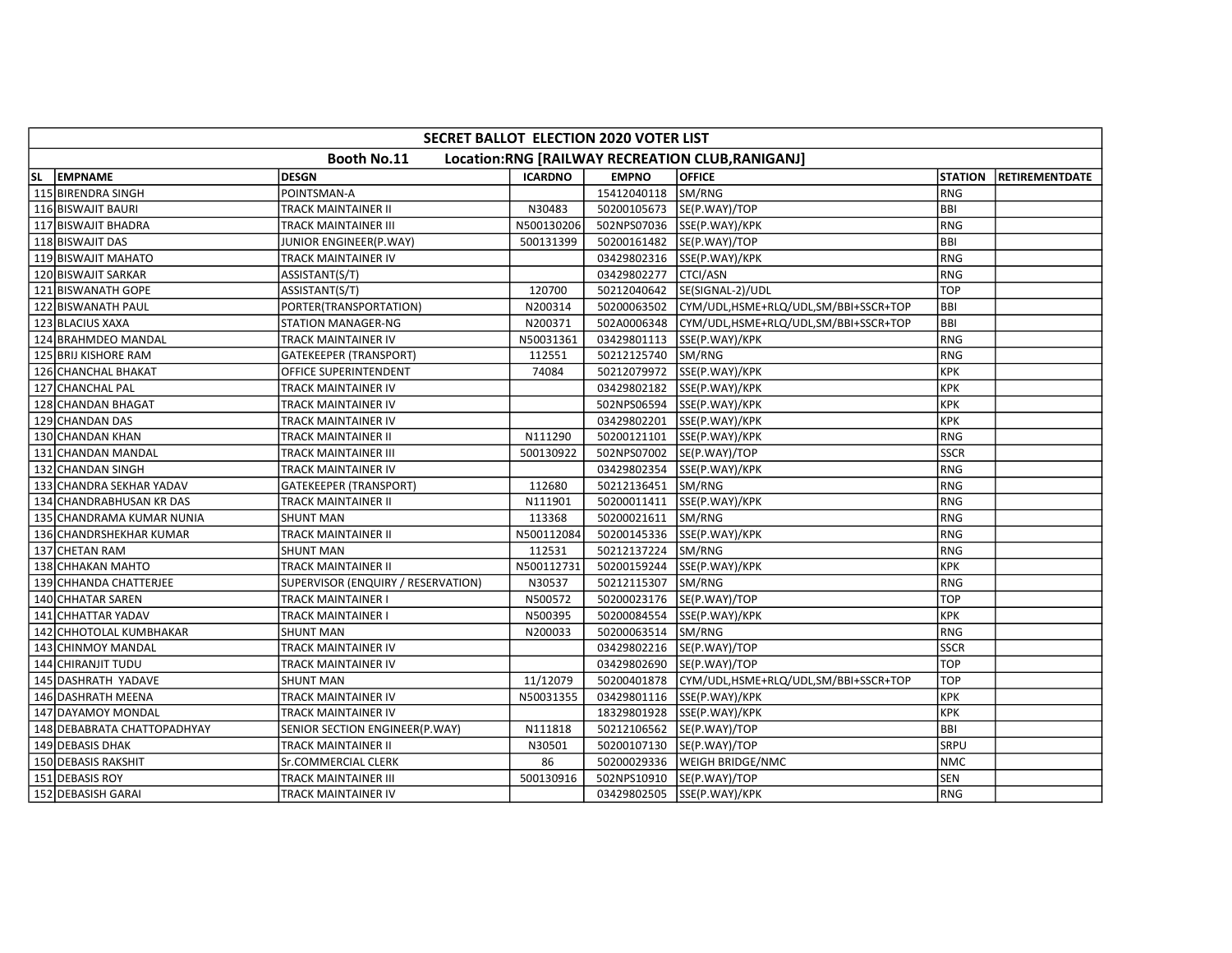| SECRET BALLOT ELECTION 2020 VOTER LIST | | | | | | | |
|---|---|---|---|---|---|---|---|
| Booth No.11 Location:RNG [RAILWAY RECREATION CLUB,RANIGANJ] | | | | | | | |
| SL EMPNAME | DESGN | ICARDNO | EMPNO | OFFICE | STATION | RETIREMENTDATE | |
| 115 BIRENDRA SINGH | POINTSMAN-A | | 15412040118 | SM/RNG | RNG | | |
| 116 BISWAJIT BAURI | TRACK MAINTAINER II | N30483 | 50200105673 | SE(P.WAY)/TOP | BBI | | |
| 117 BISWAJIT BHADRA | TRACK MAINTAINER III | N500130206 | 502NPS07036 | SSE(P.WAY)/KPK | RNG | | |
| 118 BISWAJIT DAS | JUNIOR ENGINEER(P.WAY) | 500131399 | 50200161482 | SE(P.WAY)/TOP | BBI | | |
| 119 BISWAJIT MAHATO | TRACK MAINTAINER IV | | 03429802316 | SSE(P.WAY)/KPK | RNG | | |
| 120 BISWAJIT SARKAR | ASSISTANT(S/T) | | 03429802277 | CTCI/ASN | RNG | | |
| 121 BISWANATH GOPE | ASSISTANT(S/T) | 120700 | 50212040642 | SE(SIGNAL-2)/UDL | TOP | | |
| 122 BISWANATH PAUL | PORTER(TRANSPORTATION) | N200314 | 50200063502 | CYM/UDL,HSME+RLQ/UDL,SM/BBI+SSCR+TOP | BBI | | |
| 123 BLACIUS XAXA | STATION MANAGER-NG | N200371 | 502A0006348 | CYM/UDL,HSME+RLQ/UDL,SM/BBI+SSCR+TOP | BBI | | |
| 124 BRAHMDEO MANDAL | TRACK MAINTAINER IV | N50031361 | 03429801113 | SSE(P.WAY)/KPK | RNG | | |
| 125 BRIJ KISHORE RAM | GATEKEEPER (TRANSPORT) | 112551 | 50212125740 | SM/RNG | RNG | | |
| 126 CHANCHAL BHAKAT | OFFICE SUPERINTENDENT | 74084 | 50212079972 | SSE(P.WAY)/KPK | KPK | | |
| 127 CHANCHAL PAL | TRACK MAINTAINER IV | | 03429802182 | SSE(P.WAY)/KPK | KPK | | |
| 128 CHANDAN BHAGAT | TRACK MAINTAINER IV | | 502NPS06594 | SSE(P.WAY)/KPK | KPK | | |
| 129 CHANDAN DAS | TRACK MAINTAINER IV | | 03429802201 | SSE(P.WAY)/KPK | KPK | | |
| 130 CHANDAN KHAN | TRACK MAINTAINER II | N111290 | 50200121101 | SSE(P.WAY)/KPK | RNG | | |
| 131 CHANDAN MANDAL | TRACK MAINTAINER III | 500130922 | 502NPS07002 | SE(P.WAY)/TOP | SSCR | | |
| 132 CHANDAN SINGH | TRACK MAINTAINER IV | | 03429802354 | SSE(P.WAY)/KPK | RNG | | |
| 133 CHANDRA SEKHAR YADAV | GATEKEEPER (TRANSPORT) | 112680 | 50212136451 | SM/RNG | RNG | | |
| 134 CHANDRABHUSAN KR DAS | TRACK MAINTAINER II | N111901 | 50200011411 | SSE(P.WAY)/KPK | RNG | | |
| 135 CHANDRAMA KUMAR NUNIA | SHUNT MAN | 113368 | 50200021611 | SM/RNG | RNG | | |
| 136 CHANDRSHEKHAR KUMAR | TRACK MAINTAINER II | N500112084 | 50200145336 | SSE(P.WAY)/KPK | RNG | | |
| 137 CHETAN RAM | SHUNT MAN | 112531 | 50212137224 | SM/RNG | RNG | | |
| 138 CHHAKAN MAHTO | TRACK MAINTAINER II | N500112731 | 50200159244 | SSE(P.WAY)/KPK | KPK | | |
| 139 CHHANDA CHATTERJEE | SUPERVISOR (ENQUIRY / RESERVATION) | N30537 | 50212115307 | SM/RNG | RNG | | |
| 140 CHHATAR SAREN | TRACK MAINTAINER I | N500572 | 50200023176 | SE(P.WAY)/TOP | TOP | | |
| 141 CHHATTAR YADAV | TRACK MAINTAINER I | N500395 | 50200084554 | SSE(P.WAY)/KPK | KPK | | |
| 142 CHHOTOLAL KUMBHAKAR | SHUNT MAN | N200033 | 50200063514 | SM/RNG | RNG | | |
| 143 CHINMOY MANDAL | TRACK MAINTAINER IV | | 03429802216 | SE(P.WAY)/TOP | SSCR | | |
| 144 CHIRANJIT TUDU | TRACK MAINTAINER IV | | 03429802690 | SE(P.WAY)/TOP | TOP | | |
| 145 DASHRATH YADAVE | SHUNT MAN | 11/12079 | 50200401878 | CYM/UDL,HSME+RLQ/UDL,SM/BBI+SSCR+TOP | TOP | | |
| 146 DASHRATH MEENA | TRACK MAINTAINER IV | N50031355 | 03429801116 | SSE(P.WAY)/KPK | KPK | | |
| 147 DAYAMOY MONDAL | TRACK MAINTAINER IV | | 18329801928 | SSE(P.WAY)/KPK | KPK | | |
| 148 DEBABRATA CHATTOPADHYAY | SENIOR SECTION ENGINEER(P.WAY) | N111818 | 50212106562 | SE(P.WAY)/TOP | BBI | | |
| 149 DEBASIS DHAK | TRACK MAINTAINER II | N30501 | 50200107130 | SE(P.WAY)/TOP | SRPU | | |
| 150 DEBASIS RAKSHIT | Sr.COMMERCIAL CLERK | 86 | 50200029336 | WEIGH BRIDGE/NMC | NMC | | |
| 151 DEBASIS ROY | TRACK MAINTAINER III | 500130916 | 502NPS10910 | SE(P.WAY)/TOP | SEN | | |
| 152 DEBASISH GARAI | TRACK MAINTAINER IV | | 03429802505 | SSE(P.WAY)/KPK | RNG | | |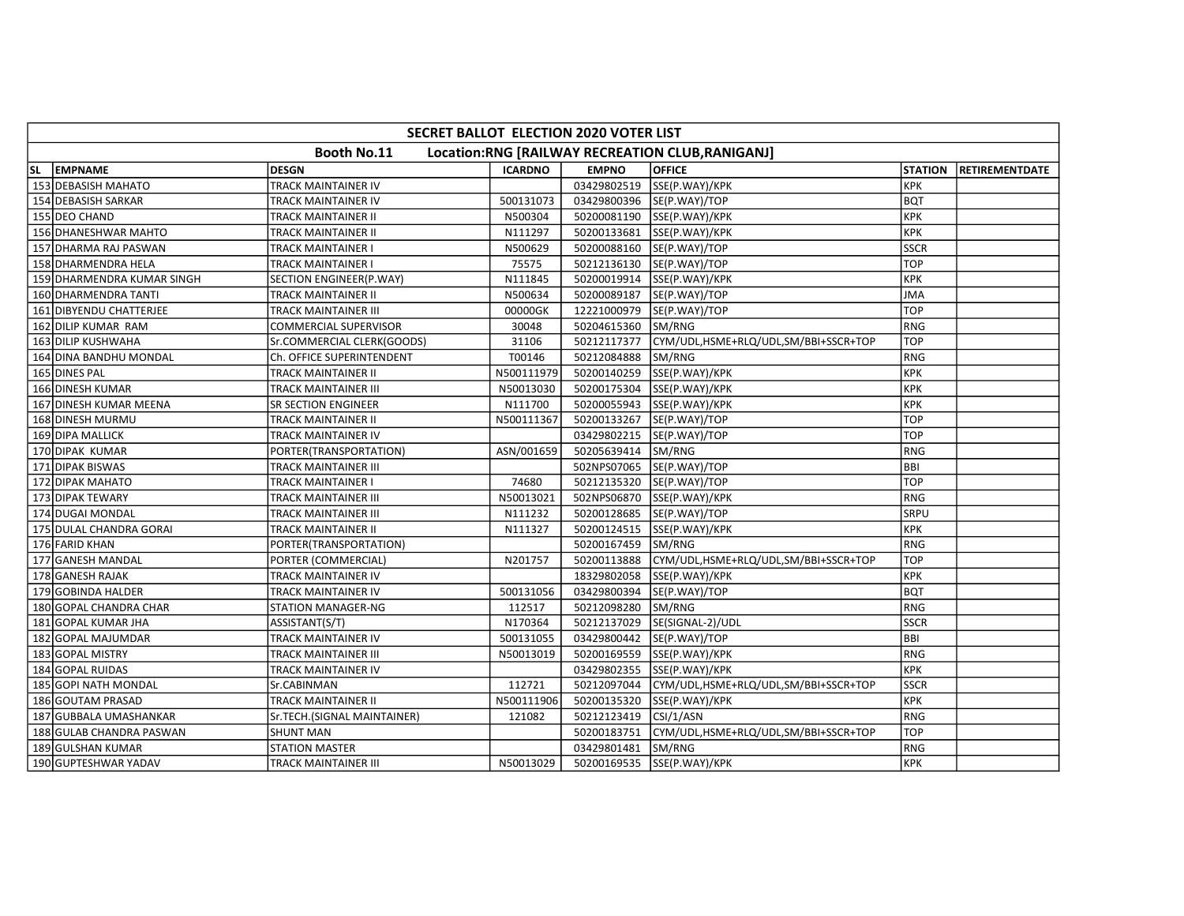| SECRET BALLOT ELECTION 2020 VOTER LIST | | | | | | | |
|---|---|---|---|---|---|---|---|
| Booth No.11 Location:RNG [RAILWAY RECREATION CLUB,RANIGANJ] | | | | | | | |
| SL EMPNAME | DESGN | ICARDNO | EMPNO | OFFICE | STATION | RETIREMENTDATE | |
| 153 DEBASISH MAHATO | TRACK MAINTAINER IV | | 03429802519 | SSE(P.WAY)/KPK | KPK | | |
| 154 DEBASISH SARKAR | TRACK MAINTAINER IV | 500131073 | 03429800396 | SE(P.WAY)/TOP | BQT | | |
| 155 DEO CHAND | TRACK MAINTAINER II | N500304 | 50200081190 | SSE(P.WAY)/KPK | KPK | | |
| 156 DHANESHWAR MAHTO | TRACK MAINTAINER II | N111297 | 50200133681 | SSE(P.WAY)/KPK | KPK | | |
| 157 DHARMA RAJ PASWAN | TRACK MAINTAINER I | N500629 | 50200088160 | SE(P.WAY)/TOP | SSCR | | |
| 158 DHARMENDRA HELA | TRACK MAINTAINER I | 75575 | 50212136130 | SE(P.WAY)/TOP | TOP | | |
| 159 DHARMENDRA KUMAR SINGH | SECTION ENGINEER(P.WAY) | N111845 | 50200019914 | SSE(P.WAY)/KPK | KPK | | |
| 160 DHARMENDRA TANTI | TRACK MAINTAINER II | N500634 | 50200089187 | SE(P.WAY)/TOP | JMA | | |
| 161 DIBYENDU CHATTERJEE | TRACK MAINTAINER III | 00000GK | 12221000979 | SE(P.WAY)/TOP | TOP | | |
| 162 DILIP KUMAR RAM | COMMERCIAL SUPERVISOR | 30048 | 50204615360 | SM/RNG | RNG | | |
| 163 DILIP KUSHWAHA | Sr.COMMERCIAL CLERK(GOODS) | 31106 | 50212117377 | CYM/UDL,HSME+RLQ/UDL,SM/BBI+SSCR+TOP | TOP | | |
| 164 DINA BANDHU MONDAL | Ch. OFFICE SUPERINTENDENT | T00146 | 50212084888 | SM/RNG | RNG | | |
| 165 DINES PAL | TRACK MAINTAINER II | N500111979 | 50200140259 | SSE(P.WAY)/KPK | KPK | | |
| 166 DINESH KUMAR | TRACK MAINTAINER III | N50013030 | 50200175304 | SSE(P.WAY)/KPK | KPK | | |
| 167 DINESH KUMAR MEENA | SR SECTION ENGINEER | N111700 | 50200055943 | SSE(P.WAY)/KPK | KPK | | |
| 168 DINESH MURMU | TRACK MAINTAINER II | N500111367 | 50200133267 | SE(P.WAY)/TOP | TOP | | |
| 169 DIPA MALLICK | TRACK MAINTAINER IV | | 03429802215 | SE(P.WAY)/TOP | TOP | | |
| 170 DIPAK KUMAR | PORTER(TRANSPORTATION) | ASN/001659 | 50205639414 | SM/RNG | RNG | | |
| 171 DIPAK BISWAS | TRACK MAINTAINER III | | 502NPS07065 | SE(P.WAY)/TOP | BBI | | |
| 172 DIPAK MAHATO | TRACK MAINTAINER I | 74680 | 50212135320 | SE(P.WAY)/TOP | TOP | | |
| 173 DIPAK TEWARY | TRACK MAINTAINER III | N50013021 | 502NPS06870 | SSE(P.WAY)/KPK | RNG | | |
| 174 DUGAI MONDAL | TRACK MAINTAINER III | N111232 | 50200128685 | SE(P.WAY)/TOP | SRPU | | |
| 175 DULAL CHANDRA GORAI | TRACK MAINTAINER II | N111327 | 50200124515 | SSE(P.WAY)/KPK | KPK | | |
| 176 FARID KHAN | PORTER(TRANSPORTATION) | | 50200167459 | SM/RNG | RNG | | |
| 177 GANESH MANDAL | PORTER (COMMERCIAL) | N201757 | 50200113888 | CYM/UDL,HSME+RLQ/UDL,SM/BBI+SSCR+TOP | TOP | | |
| 178 GANESH RAJAK | TRACK MAINTAINER IV | | 18329802058 | SSE(P.WAY)/KPK | KPK | | |
| 179 GOBINDA HALDER | TRACK MAINTAINER IV | 500131056 | 03429800394 | SE(P.WAY)/TOP | BQT | | |
| 180 GOPAL CHANDRA CHAR | STATION MANAGER-NG | 112517 | 50212098280 | SM/RNG | RNG | | |
| 181 GOPAL KUMAR JHA | ASSISTANT(S/T) | N170364 | 50212137029 | SE(SIGNAL-2)/UDL | SSCR | | |
| 182 GOPAL MAJUMDAR | TRACK MAINTAINER IV | 500131055 | 03429800442 | SE(P.WAY)/TOP | BBI | | |
| 183 GOPAL MISTRY | TRACK MAINTAINER III | N50013019 | 50200169559 | SSE(P.WAY)/KPK | RNG | | |
| 184 GOPAL RUIDAS | TRACK MAINTAINER IV | | 03429802355 | SSE(P.WAY)/KPK | KPK | | |
| 185 GOPI NATH MONDAL | Sr.CABINMAN | 112721 | 50212097044 | CYM/UDL,HSME+RLQ/UDL,SM/BBI+SSCR+TOP | SSCR | | |
| 186 GOUTAM PRASAD | TRACK MAINTAINER II | N500111906 | 50200135320 | SSE(P.WAY)/KPK | KPK | | |
| 187 GUBBALA UMASHANKAR | Sr.TECH.(SIGNAL MAINTAINER) | 121082 | 50212123419 | CSI/1/ASN | RNG | | |
| 188 GULAB CHANDRA PASWAN | SHUNT MAN | | 50200183751 | CYM/UDL,HSME+RLQ/UDL,SM/BBI+SSCR+TOP | TOP | | |
| 189 GULSHAN KUMAR | STATION MASTER | | 03429801481 | SM/RNG | RNG | | |
| 190 GUPTESHWAR YADAV | TRACK MAINTAINER III | N50013029 | 50200169535 | SSE(P.WAY)/KPK | KPK | | |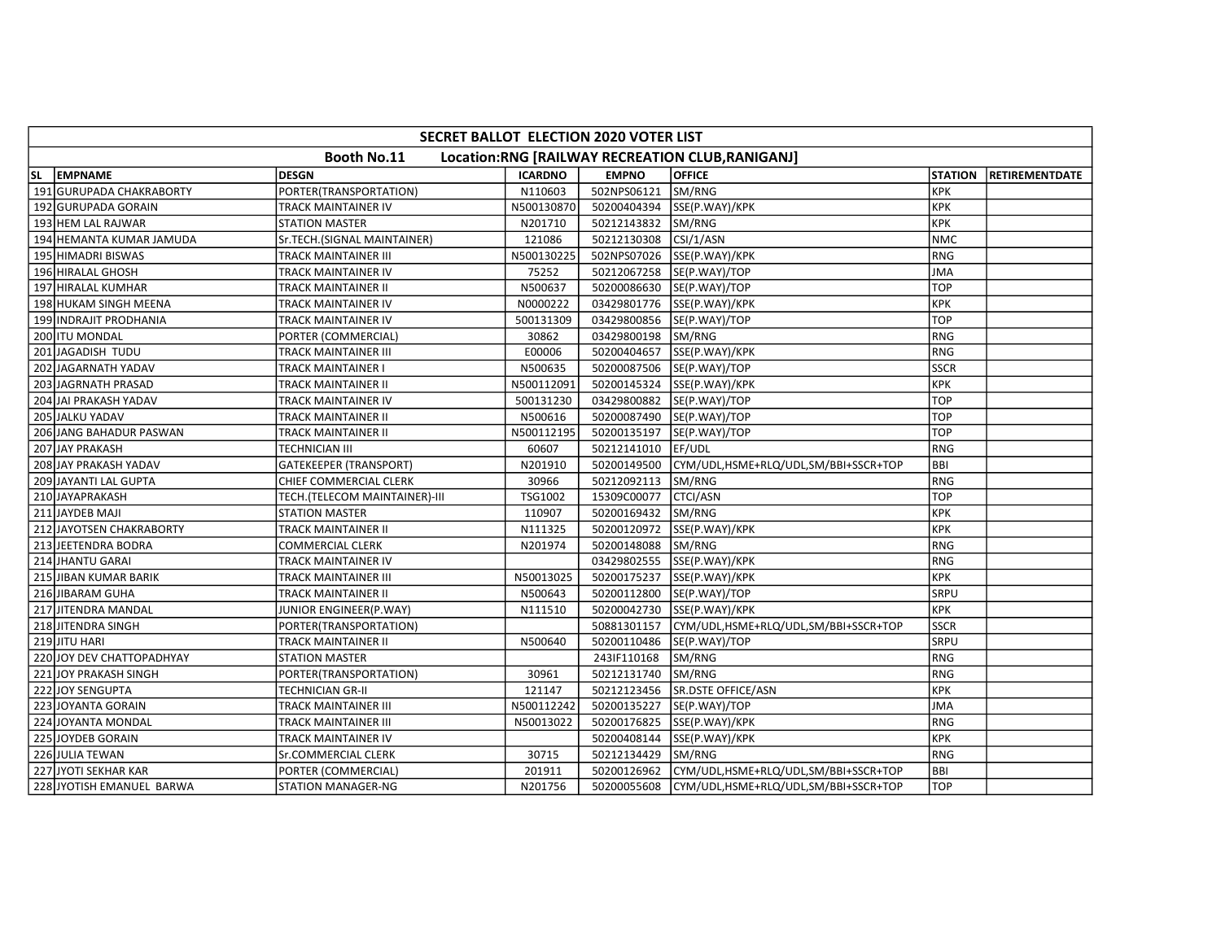| SECRET BALLOT ELECTION 2020 VOTER LIST | | | | | | | |
|---|---|---|---|---|---|---|---|
| **Booth No.11 Location:RNG [RAILWAY RECREATION CLUB,RANIGANJ]** | | | | | | | |
| **SL** | **EMPNAME** | **DESGN** | **ICARDNO** | **EMPNO** | **OFFICE** | **STATION** | **RETIREMENTDATE** |
| 191 | GURUPADA CHAKRABORTY | PORTER(TRANSPORTATION) | N110603 | 502NPS06121 | SM/RNG | KPK | |
| 192 | GURUPADA GORAIN | TRACK MAINTAINER IV | N500130870 | 50200404394 | SSE(P.WAY)/KPK | KPK | |
| 193 | HEM LAL RAJWAR | STATION MASTER | N201710 | 50212143832 | SM/RNG | KPK | |
| 194 | HEMANTA KUMAR JAMUDA | Sr.TECH.(SIGNAL MAINTAINER) | 121086 | 50212130308 | CSI/1/ASN | NMC | |
| 195 | HIMADRI BISWAS | TRACK MAINTAINER III | N500130225 | 502NPS07026 | SSE(P.WAY)/KPK | RNG | |
| 196 | HIRALAL GHOSH | TRACK MAINTAINER IV | 75252 | 50212067258 | SE(P.WAY)/TOP | JMA | |
| 197 | HIRALAL KUMHAR | TRACK MAINTAINER II | N500637 | 50200086630 | SE(P.WAY)/TOP | TOP | |
| 198 | HUKAM SINGH MEENA | TRACK MAINTAINER IV | N0000222 | 03429801776 | SSE(P.WAY)/KPK | KPK | |
| 199 | INDRAJIT PRODHANIA | TRACK MAINTAINER IV | 500131309 | 03429800856 | SE(P.WAY)/TOP | TOP | |
| 200 | ITU MONDAL | PORTER (COMMERCIAL) | 30862 | 03429800198 | SM/RNG | RNG | |
| 201 | JAGADISH TUDU | TRACK MAINTAINER III | E00006 | 50200404657 | SSE(P.WAY)/KPK | RNG | |
| 202 | JAGARNATH YADAV | TRACK MAINTAINER I | N500635 | 50200087506 | SE(P.WAY)/TOP | SSCR | |
| 203 | JAGRNATH PRASAD | TRACK MAINTAINER II | N500112091 | 50200145324 | SSE(P.WAY)/KPK | KPK | |
| 204 | JAI PRAKASH YADAV | TRACK MAINTAINER IV | 500131230 | 03429800882 | SE(P.WAY)/TOP | TOP | |
| 205 | JALKU YADAV | TRACK MAINTAINER II | N500616 | 50200087490 | SE(P.WAY)/TOP | TOP | |
| 206 | JANG BAHADUR PASWAN | TRACK MAINTAINER II | N500112195 | 50200135197 | SE(P.WAY)/TOP | TOP | |
| 207 | JAY PRAKASH | TECHNICIAN III | 60607 | 50212141010 | EF/UDL | RNG | |
| 208 | JAY PRAKASH YADAV | GATEKEEPER (TRANSPORT) | N201910 | 50200149500 | CYM/UDL,HSME+RLQ/UDL,SM/BBI+SSCR+TOP | BBI | |
| 209 | JAYANTI LAL GUPTA | CHIEF COMMERCIAL CLERK | 30966 | 50212092113 | SM/RNG | RNG | |
| 210 | JAYAPRAKASH | TECH.(TELECOM MAINTAINER)-III | TSG1002 | 15309C00077 | CTCI/ASN | TOP | |
| 211 | JAYDEB MAJI | STATION MASTER | 110907 | 50200169432 | SM/RNG | KPK | |
| 212 | JAYOTSEN CHAKRABORTY | TRACK MAINTAINER II | N111325 | 50200120972 | SSE(P.WAY)/KPK | KPK | |
| 213 | JEETENDRA BODRA | COMMERCIAL CLERK | N201974 | 50200148088 | SM/RNG | RNG | |
| 214 | JHANTU GARAI | TRACK MAINTAINER IV | | 03429802555 | SSE(P.WAY)/KPK | RNG | |
| 215 | JIBAN KUMAR BARIK | TRACK MAINTAINER III | N50013025 | 50200175237 | SSE(P.WAY)/KPK | KPK | |
| 216 | JIBARAM GUHA | TRACK MAINTAINER II | N500643 | 50200112800 | SE(P.WAY)/TOP | SRPU | |
| 217 | JITENDRA MANDAL | JUNIOR ENGINEER(P.WAY) | N111510 | 50200042730 | SSE(P.WAY)/KPK | KPK | |
| 218 | JITENDRA SINGH | PORTER(TRANSPORTATION) | | 50881301157 | CYM/UDL,HSME+RLQ/UDL,SM/BBI+SSCR+TOP | SSCR | |
| 219 | JITU HARI | TRACK MAINTAINER II | N500640 | 50200110486 | SE(P.WAY)/TOP | SRPU | |
| 220 | JOY DEV CHATTOPADHYAY | STATION MASTER | | 243IF110168 | SM/RNG | RNG | |
| 221 | JOY PRAKASH SINGH | PORTER(TRANSPORTATION) | 30961 | 50212131740 | SM/RNG | RNG | |
| 222 | JOY SENGUPTA | TECHNICIAN GR-II | 121147 | 50212123456 | SR.DSTE OFFICE/ASN | KPK | |
| 223 | JOYANTA GORAIN | TRACK MAINTAINER III | N500112242 | 50200135227 | SE(P.WAY)/TOP | JMA | |
| 224 | JOYANTA MONDAL | TRACK MAINTAINER III | N50013022 | 50200176825 | SSE(P.WAY)/KPK | RNG | |
| 225 | JOYDEB GORAIN | TRACK MAINTAINER IV | | 50200408144 | SSE(P.WAY)/KPK | KPK | |
| 226 | JULIA TEWAN | Sr.COMMERCIAL CLERK | 30715 | 50212134429 | SM/RNG | RNG | |
| 227 | JYOTI SEKHAR KAR | PORTER (COMMERCIAL) | 201911 | 50200126962 | CYM/UDL,HSME+RLQ/UDL,SM/BBI+SSCR+TOP | BBI | |
| 228 | JYOTISH EMANUEL BARWA | STATION MANAGER-NG | N201756 | 50200055608 | CYM/UDL,HSME+RLQ/UDL,SM/BBI+SSCR+TOP | TOP | |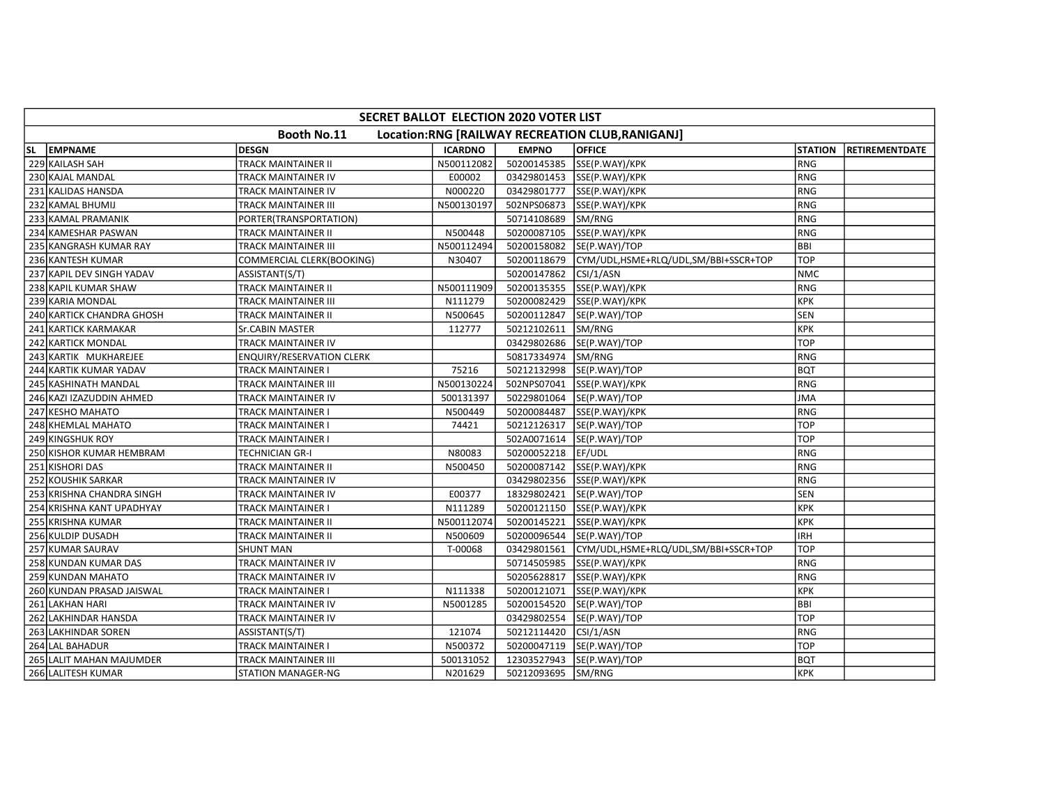| SECRET BALLOT ELECTION 2020 VOTER LIST | | | | | | | |
|---|---|---|---|---|---|---|---|
| Booth No.11 Location:RNG [RAILWAY RECREATION CLUB,RANIGANJ] | | | | | | | |
| SL EMPNAME | DESGN | ICARDNO | EMPNO | OFFICE | STATION | RETIREMENTDATE | |
| 229 KAILASH SAH | TRACK MAINTAINER II | N500112082 | 50200145385 | SSE(P.WAY)/KPK | RNG | | |
| 230 KAJAL MANDAL | TRACK MAINTAINER IV | E00002 | 03429801453 | SSE(P.WAY)/KPK | RNG | | |
| 231 KALIDAS HANSDA | TRACK MAINTAINER IV | N000220 | 03429801777 | SSE(P.WAY)/KPK | RNG | | |
| 232 KAMAL BHUMIJ | TRACK MAINTAINER III | N500130197 | 502NPS06873 | SSE(P.WAY)/KPK | RNG | | |
| 233 KAMAL PRAMANIK | PORTER(TRANSPORTATION) | | 50714108689 | SM/RNG | RNG | | |
| 234 KAMESHAR PASWAN | TRACK MAINTAINER II | N500448 | 50200087105 | SSE(P.WAY)/KPK | RNG | | |
| 235 KANGRASH KUMAR RAY | TRACK MAINTAINER III | N500112494 | 50200158082 | SE(P.WAY)/TOP | BBI | | |
| 236 KANTESH KUMAR | COMMERCIAL CLERK(BOOKING) | N30407 | 50200118679 | CYM/UDL,HSME+RLQ/UDL,SM/BBI+SSCR+TOP | TOP | | |
| 237 KAPIL DEV SINGH YADAV | ASSISTANT(S/T) | | 50200147862 | CSI/1/ASN | NMC | | |
| 238 KAPIL KUMAR SHAW | TRACK MAINTAINER II | N500111909 | 50200135355 | SSE(P.WAY)/KPK | RNG | | |
| 239 KARIA MONDAL | TRACK MAINTAINER III | N111279 | 50200082429 | SSE(P.WAY)/KPK | KPK | | |
| 240 KARTICK CHANDRA GHOSH | TRACK MAINTAINER II | N500645 | 50200112847 | SE(P.WAY)/TOP | SEN | | |
| 241 KARTICK KARMAKAR | Sr.CABIN MASTER | 112777 | 50212102611 | SM/RNG | KPK | | |
| 242 KARTICK MONDAL | TRACK MAINTAINER IV | | 03429802686 | SE(P.WAY)/TOP | TOP | | |
| 243 KARTIK MUKHAREJEE | ENQUIRY/RESERVATION CLERK | | 50817334974 | SM/RNG | RNG | | |
| 244 KARTIK KUMAR YADAV | TRACK MAINTAINER I | 75216 | 50212132998 | SE(P.WAY)/TOP | BQT | | |
| 245 KASHINATH MANDAL | TRACK MAINTAINER III | N500130224 | 502NPS07041 | SSE(P.WAY)/KPK | RNG | | |
| 246 KAZI IZAZUDDIN AHMED | TRACK MAINTAINER IV | 500131397 | 50229801064 | SE(P.WAY)/TOP | JMA | | |
| 247 KESHO MAHATO | TRACK MAINTAINER I | N500449 | 50200084487 | SSE(P.WAY)/KPK | RNG | | |
| 248 KHEMLAL MAHATO | TRACK MAINTAINER I | 74421 | 50212126317 | SE(P.WAY)/TOP | TOP | | |
| 249 KINGSHUK ROY | TRACK MAINTAINER I | | 502A0071614 | SE(P.WAY)/TOP | TOP | | |
| 250 KISHOR KUMAR HEMBRAM | TECHNICIAN GR-I | N80083 | 50200052218 | EF/UDL | RNG | | |
| 251 KISHORI DAS | TRACK MAINTAINER II | N500450 | 50200087142 | SSE(P.WAY)/KPK | RNG | | |
| 252 KOUSHIK SARKAR | TRACK MAINTAINER IV | | 03429802356 | SSE(P.WAY)/KPK | RNG | | |
| 253 KRISHNA CHANDRA SINGH | TRACK MAINTAINER IV | E00377 | 18329802421 | SE(P.WAY)/TOP | SEN | | |
| 254 KRISHNA KANT UPADHYAY | TRACK MAINTAINER I | N111289 | 50200121150 | SSE(P.WAY)/KPK | KPK | | |
| 255 KRISHNA KUMAR | TRACK MAINTAINER II | N500112074 | 50200145221 | SSE(P.WAY)/KPK | KPK | | |
| 256 KULDIP DUSADH | TRACK MAINTAINER II | N500609 | 50200096544 | SE(P.WAY)/TOP | IRH | | |
| 257 KUMAR SAURAV | SHUNT MAN | T-00068 | 03429801561 | CYM/UDL,HSME+RLQ/UDL,SM/BBI+SSCR+TOP | TOP | | |
| 258 KUNDAN KUMAR DAS | TRACK MAINTAINER IV | | 50714505985 | SSE(P.WAY)/KPK | RNG | | |
| 259 KUNDAN MAHATO | TRACK MAINTAINER IV | | 50205628817 | SSE(P.WAY)/KPK | RNG | | |
| 260 KUNDAN PRASAD JAISWAL | TRACK MAINTAINER I | N111338 | 50200121071 | SSE(P.WAY)/KPK | KPK | | |
| 261 LAKHAN HARI | TRACK MAINTAINER IV | N5001285 | 50200154520 | SE(P.WAY)/TOP | BBI | | |
| 262 LAKHINDAR HANSDA | TRACK MAINTAINER IV | | 03429802554 | SE(P.WAY)/TOP | TOP | | |
| 263 LAKHINDAR SOREN | ASSISTANT(S/T) | 121074 | 50212114420 | CSI/1/ASN | RNG | | |
| 264 LAL BAHADUR | TRACK MAINTAINER I | N500372 | 50200047119 | SE(P.WAY)/TOP | TOP | | |
| 265 LALIT MAHAN MAJUMDER | TRACK MAINTAINER III | 500131052 | 12303527943 | SE(P.WAY)/TOP | BQT | | |
| 266 LALITESH KUMAR | STATION MANAGER-NG | N201629 | 50212093695 | SM/RNG | KPK | | |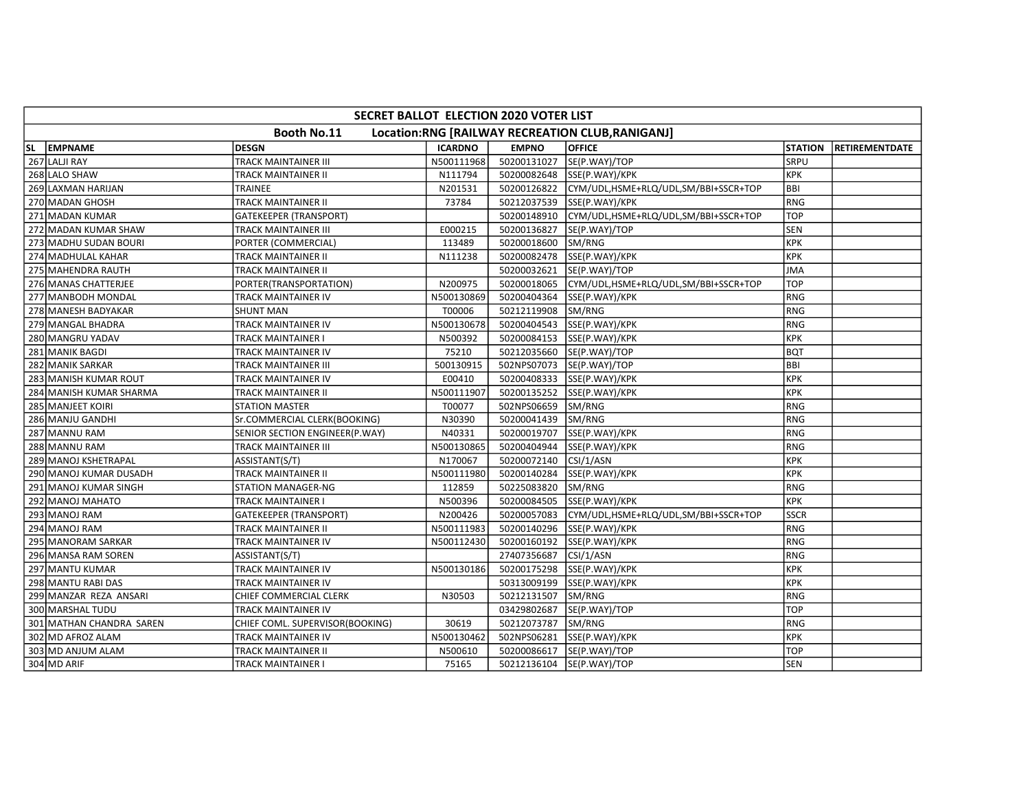| SECRET BALLOT ELECTION 2020 VOTER LIST | | | | | | | |
|---|---|---|---|---|---|---|---|
| Booth No.11 Location:RNG [RAILWAY RECREATION CLUB,RANIGANJ] | | | | | | | |
| SL EMPNAME | DESGN | ICARDNO | EMPNO | OFFICE | STATION | RETIREMENTDATE |
| 267 LALJI RAY | TRACK MAINTAINER III | N500111968 | 50200131027 | SE(P.WAY)/TOP | SRPU | |
| 268 LALO SHAW | TRACK MAINTAINER II | N111794 | 50200082648 | SSE(P.WAY)/KPK | KPK | |
| 269 LAXMAN HARIJAN | TRAINEE | N201531 | 50200126822 | CYM/UDL,HSME+RLQ/UDL,SM/BBI+SSCR+TOP | BBI | |
| 270 MADAN GHOSH | TRACK MAINTAINER II | 73784 | 50212037539 | SSE(P.WAY)/KPK | RNG | |
| 271 MADAN KUMAR | GATEKEEPER (TRANSPORT) | | 50200148910 | CYM/UDL,HSME+RLQ/UDL,SM/BBI+SSCR+TOP | TOP | |
| 272 MADAN KUMAR SHAW | TRACK MAINTAINER III | E000215 | 50200136827 | SE(P.WAY)/TOP | SEN | |
| 273 MADHU SUDAN BOURI | PORTER (COMMERCIAL) | 113489 | 50200018600 | SM/RNG | KPK | |
| 274 MADHULAL KAHAR | TRACK MAINTAINER II | N111238 | 50200082478 | SSE(P.WAY)/KPK | KPK | |
| 275 MAHENDRA RAUTH | TRACK MAINTAINER II | | 50200032621 | SE(P.WAY)/TOP | JMA | |
| 276 MANAS CHATTERJEE | PORTER(TRANSPORTATION) | N200975 | 50200018065 | CYM/UDL,HSME+RLQ/UDL,SM/BBI+SSCR+TOP | TOP | |
| 277 MANBODH MONDAL | TRACK MAINTAINER IV | N500130869 | 50200404364 | SSE(P.WAY)/KPK | RNG | |
| 278 MANESH BADYAKAR | SHUNT MAN | T00006 | 50212119908 | SM/RNG | RNG | |
| 279 MANGAL BHADRA | TRACK MAINTAINER IV | N500130678 | 50200404543 | SSE(P.WAY)/KPK | RNG | |
| 280 MANGRU YADAV | TRACK MAINTAINER I | N500392 | 50200084153 | SSE(P.WAY)/KPK | KPK | |
| 281 MANIK BAGDI | TRACK MAINTAINER IV | 75210 | 50212035660 | SE(P.WAY)/TOP | BQT | |
| 282 MANIK SARKAR | TRACK MAINTAINER III | 500130915 | 502NPS07073 | SE(P.WAY)/TOP | BBI | |
| 283 MANISH KUMAR ROUT | TRACK MAINTAINER IV | E00410 | 50200408333 | SSE(P.WAY)/KPK | KPK | |
| 284 MANISH KUMAR SHARMA | TRACK MAINTAINER II | N500111907 | 50200135252 | SSE(P.WAY)/KPK | KPK | |
| 285 MANJEET KOIRI | STATION MASTER | T00077 | 502NPS06659 | SM/RNG | RNG | |
| 286 MANJU GANDHI | Sr.COMMERCIAL CLERK(BOOKING) | N30390 | 50200041439 | SM/RNG | RNG | |
| 287 MANNU RAM | SENIOR SECTION ENGINEER(P.WAY) | N40331 | 50200019707 | SSE(P.WAY)/KPK | RNG | |
| 288 MANNU RAM | TRACK MAINTAINER III | N500130865 | 50200404944 | SSE(P.WAY)/KPK | RNG | |
| 289 MANOJ KSHETRAPAL | ASSISTANT(S/T) | N170067 | 50200072140 | CSI/1/ASN | KPK | |
| 290 MANOJ KUMAR DUSADH | TRACK MAINTAINER II | N500111980 | 50200140284 | SSE(P.WAY)/KPK | KPK | |
| 291 MANOJ KUMAR SINGH | STATION MANAGER-NG | 112859 | 50225083820 | SM/RNG | RNG | |
| 292 MANOJ MAHATO | TRACK MAINTAINER I | N500396 | 50200084505 | SSE(P.WAY)/KPK | KPK | |
| 293 MANOJ RAM | GATEKEEPER (TRANSPORT) | N200426 | 50200057083 | CYM/UDL,HSME+RLQ/UDL,SM/BBI+SSCR+TOP | SSCR | |
| 294 MANOJ RAM | TRACK MAINTAINER II | N500111983 | 50200140296 | SSE(P.WAY)/KPK | RNG | |
| 295 MANORAM SARKAR | TRACK MAINTAINER IV | N500112430 | 50200160192 | SSE(P.WAY)/KPK | RNG | |
| 296 MANSA RAM SOREN | ASSISTANT(S/T) | | 27407356687 | CSI/1/ASN | RNG | |
| 297 MANTU KUMAR | TRACK MAINTAINER IV | N500130186 | 50200175298 | SSE(P.WAY)/KPK | KPK | |
| 298 MANTU RABI DAS | TRACK MAINTAINER IV | | 50313009199 | SSE(P.WAY)/KPK | KPK | |
| 299 MANZAR REZA ANSARI | CHIEF COMMERCIAL CLERK | N30503 | 50212131507 | SM/RNG | RNG | |
| 300 MARSHAL TUDU | TRACK MAINTAINER IV | | 03429802687 | SE(P.WAY)/TOP | TOP | |
| 301 MATHAN CHANDRA SAREN | CHIEF COML. SUPERVISOR(BOOKING) | 30619 | 50212073787 | SM/RNG | RNG | |
| 302 MD AFROZ ALAM | TRACK MAINTAINER IV | N500130462 | 502NPS06281 | SSE(P.WAY)/KPK | KPK | |
| 303 MD ANJUM ALAM | TRACK MAINTAINER II | N500610 | 50200086617 | SE(P.WAY)/TOP | TOP | |
| 304 MD ARIF | TRACK MAINTAINER I | 75165 | 50212136104 | SE(P.WAY)/TOP | SEN | |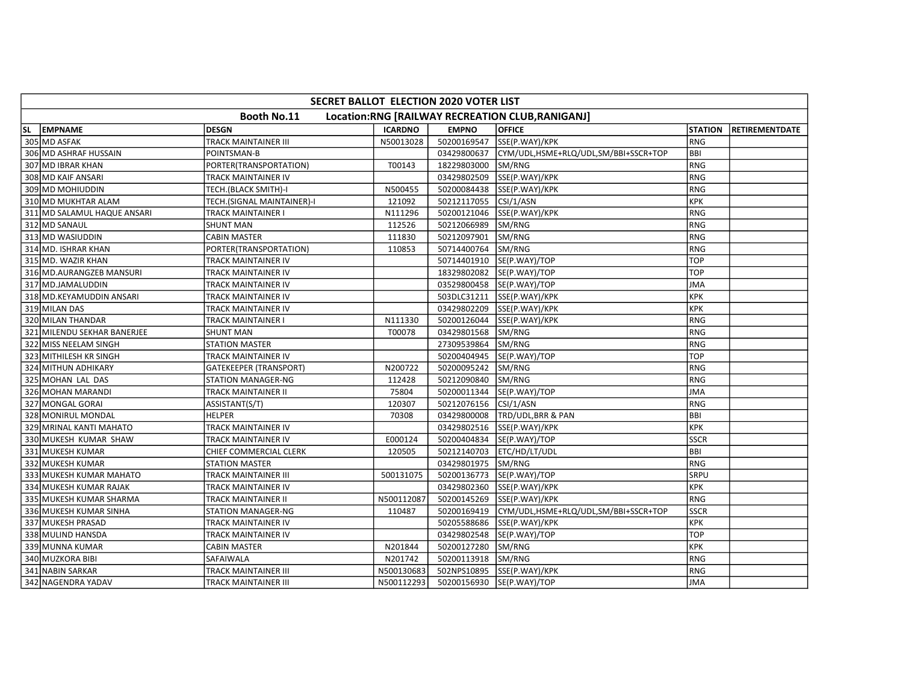| SECRET BALLOT ELECTION 2020 VOTER LIST | | | | | | | |
|---|---|---|---|---|---|---|---|
| Booth No.11 Location:RNG [RAILWAY RECREATION CLUB,RANIGANJ] | | | | | | | |
| SL | EMPNAME | DESGN | ICARDNO | EMPNO | OFFICE | STATION | RETIREMENTDATE |
| 305 | MD ASFAK | TRACK MAINTAINER III | N50013028 | 50200169547 | SSE(P.WAY)/KPK | RNG | |
| 306 | MD ASHRAF HUSSAIN | POINTSMAN-B | | 03429800637 | CYM/UDL,HSME+RLQ/UDL,SM/BBI+SSCR+TOP | BBI | |
| 307 | MD IBRAR KHAN | PORTER(TRANSPORTATION) | T00143 | 18229803000 | SM/RNG | RNG | |
| 308 | MD KAIF ANSARI | TRACK MAINTAINER IV | | 03429802509 | SSE(P.WAY)/KPK | RNG | |
| 309 | MD MOHIUDDIN | TECH.(BLACK SMITH)-I | N500455 | 50200084438 | SSE(P.WAY)/KPK | RNG | |
| 310 | MD MUKHTAR ALAM | TECH.(SIGNAL MAINTAINER)-I | 121092 | 50212117055 | CSI/1/ASN | KPK | |
| 311 | MD SALAMUL HAQUE ANSARI | TRACK MAINTAINER I | N111296 | 50200121046 | SSE(P.WAY)/KPK | RNG | |
| 312 | MD SANAUL | SHUNT MAN | 112526 | 50212066989 | SM/RNG | RNG | |
| 313 | MD WASIUDDIN | CABIN MASTER | 111830 | 50212097901 | SM/RNG | RNG | |
| 314 | MD. ISHRAR KHAN | PORTER(TRANSPORTATION) | 110853 | 50714400764 | SM/RNG | RNG | |
| 315 | MD. WAZIR KHAN | TRACK MAINTAINER IV | | 50714401910 | SE(P.WAY)/TOP | TOP | |
| 316 | MD.AURANGZEB MANSURI | TRACK MAINTAINER IV | | 18329802082 | SE(P.WAY)/TOP | TOP | |
| 317 | MD.JAMALUDDIN | TRACK MAINTAINER IV | | 03529800458 | SE(P.WAY)/TOP | JMA | |
| 318 | MD.KEYAMUDDIN ANSARI | TRACK MAINTAINER IV | | 503DLC31211 | SSE(P.WAY)/KPK | KPK | |
| 319 | MILAN DAS | TRACK MAINTAINER IV | | 03429802209 | SSE(P.WAY)/KPK | KPK | |
| 320 | MILAN THANDAR | TRACK MAINTAINER I | N111330 | 50200126044 | SSE(P.WAY)/KPK | RNG | |
| 321 | MILENDU SEKHAR BANERJEE | SHUNT MAN | T00078 | 03429801568 | SM/RNG | RNG | |
| 322 | MISS NEELAM SINGH | STATION MASTER | | 27309539864 | SM/RNG | RNG | |
| 323 | MITHILESH KR SINGH | TRACK MAINTAINER IV | | 50200404945 | SE(P.WAY)/TOP | TOP | |
| 324 | MITHUN ADHIKARY | GATEKEEPER (TRANSPORT) | N200722 | 50200095242 | SM/RNG | RNG | |
| 325 | MOHAN LAL DAS | STATION MANAGER-NG | 112428 | 50212090840 | SM/RNG | RNG | |
| 326 | MOHAN MARANDI | TRACK MAINTAINER II | 75804 | 50200011344 | SE(P.WAY)/TOP | JMA | |
| 327 | MONGAL GORAI | ASSISTANT(S/T) | 120307 | 50212076156 | CSI/1/ASN | RNG | |
| 328 | MONIRUL MONDAL | HELPER | 70308 | 03429800008 | TRD/UDL,BRR & PAN | BBI | |
| 329 | MRINAL KANTI MAHATO | TRACK MAINTAINER IV | | 03429802516 | SSE(P.WAY)/KPK | KPK | |
| 330 | MUKESH KUMAR SHAW | TRACK MAINTAINER IV | E000124 | 50200404834 | SE(P.WAY)/TOP | SSCR | |
| 331 | MUKESH KUMAR | CHIEF COMMERCIAL CLERK | 120505 | 50212140703 | ETC/HD/LT/UDL | BBI | |
| 332 | MUKESH KUMAR | STATION MASTER | | 03429801975 | SM/RNG | RNG | |
| 333 | MUKESH KUMAR MAHATO | TRACK MAINTAINER III | 500131075 | 50200136773 | SE(P.WAY)/TOP | SRPU | |
| 334 | MUKESH KUMAR RAJAK | TRACK MAINTAINER IV | | 03429802360 | SSE(P.WAY)/KPK | KPK | |
| 335 | MUKESH KUMAR SHARMA | TRACK MAINTAINER II | N500112087 | 50200145269 | SSE(P.WAY)/KPK | RNG | |
| 336 | MUKESH KUMAR SINHA | STATION MANAGER-NG | 110487 | 50200169419 | CYM/UDL,HSME+RLQ/UDL,SM/BBI+SSCR+TOP | SSCR | |
| 337 | MUKESH PRASAD | TRACK MAINTAINER IV | | 50205588686 | SSE(P.WAY)/KPK | KPK | |
| 338 | MULIND HANSDA | TRACK MAINTAINER IV | | 03429802548 | SE(P.WAY)/TOP | TOP | |
| 339 | MUNNA KUMAR | CABIN MASTER | N201844 | 50200127280 | SM/RNG | KPK | |
| 340 | MUZKORA BIBI | SAFAIWALA | N201742 | 50200113918 | SM/RNG | RNG | |
| 341 | NABIN SARKAR | TRACK MAINTAINER III | N500130683 | 502NPS10895 | SSE(P.WAY)/KPK | RNG | |
| 342 | NAGENDRA YADAV | TRACK MAINTAINER III | N500112293 | 50200156930 | SE(P.WAY)/TOP | JMA | |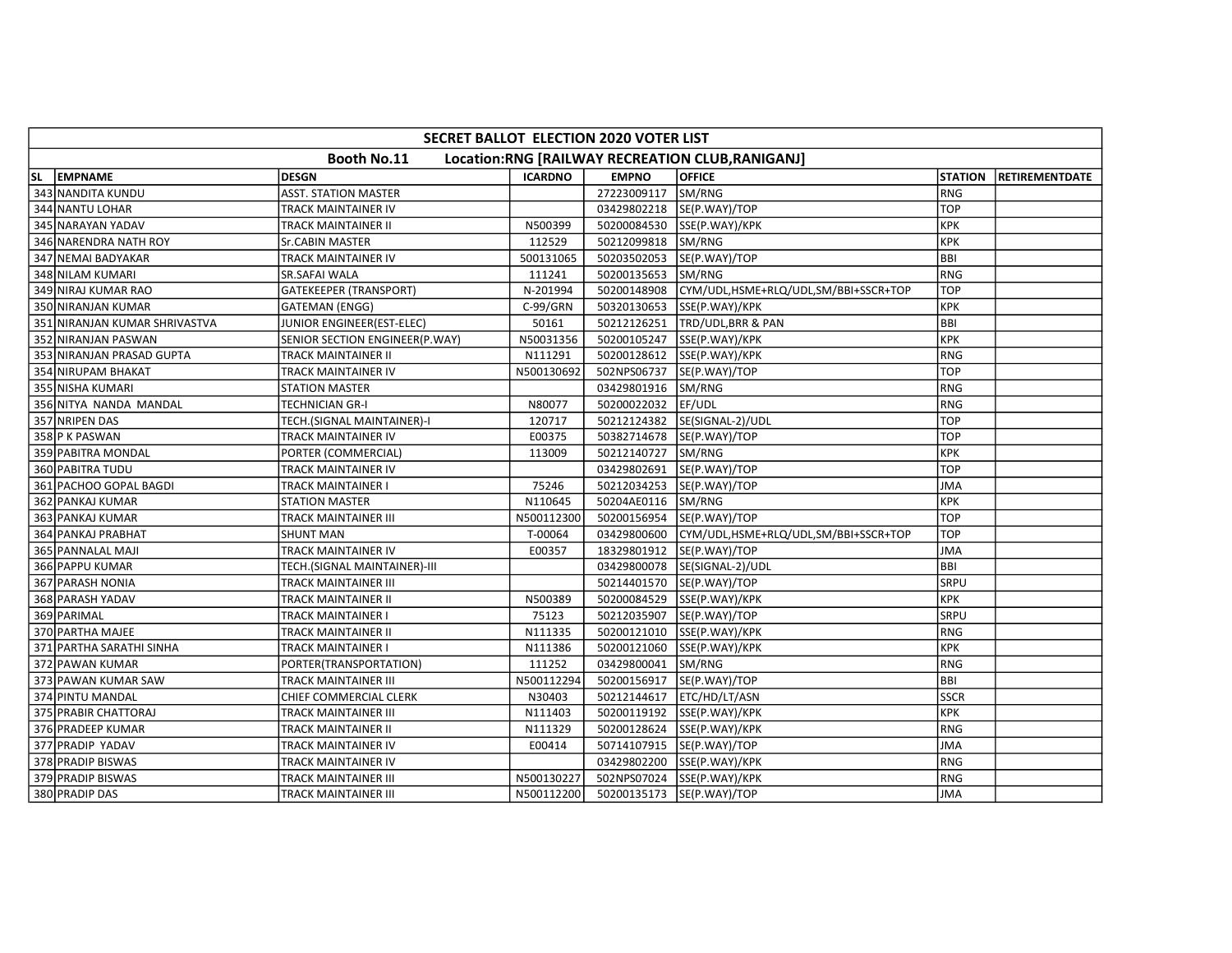| SECRET BALLOT ELECTION 2020 VOTER LIST | | | | | | | |
|---|---|---|---|---|---|---|---|
| **Booth No.11 Location:RNG [RAILWAY RECREATION CLUB,RANIGANJ]** | | | | | | | |
| **SL EMPNAME** | **DESGN** | **ICARDNO** | **EMPNO** | **OFFICE** | **STATION** | **RETIREMENTDATE** | |
| 343 NANDITA KUNDU | ASST. STATION MASTER | | 27223009117 | SM/RNG | RNG | | |
| 344 NANTU LOHAR | TRACK MAINTAINER IV | | 03429802218 | SE(P.WAY)/TOP | TOP | | |
| 345 NARAYAN YADAV | TRACK MAINTAINER II | N500399 | 50200084530 | SSE(P.WAY)/KPK | KPK | | |
| 346 NARENDRA NATH ROY | Sr.CABIN MASTER | 112529 | 50212099818 | SM/RNG | KPK | | |
| 347 NEMAI BADYAKAR | TRACK MAINTAINER IV | 500131065 | 50203502053 | SE(P.WAY)/TOP | BBI | | |
| 348 NILAM KUMARI | SR.SAFAI WALA | 111241 | 50200135653 | SM/RNG | RNG | | |
| 349 NIRAJ KUMAR RAO | GATEKEEPER (TRANSPORT) | N-201994 | 50200148908 | CYM/UDL,HSME+RLQ/UDL,SM/BBI+SSCR+TOP | TOP | | |
| 350 NIRANJAN KUMAR | GATEMAN (ENGG) | C-99/GRN | 50320130653 | SSE(P.WAY)/KPK | KPK | | |
| 351 NIRANJAN KUMAR SHRIVASTVA | JUNIOR ENGINEER(EST-ELEC) | 50161 | 50212126251 | TRD/UDL,BRR & PAN | BBI | | |
| 352 NIRANJAN PASWAN | SENIOR SECTION ENGINEER(P.WAY) | N50031356 | 50200105247 | SSE(P.WAY)/KPK | KPK | | |
| 353 NIRANJAN PRASAD GUPTA | TRACK MAINTAINER II | N111291 | 50200128612 | SSE(P.WAY)/KPK | RNG | | |
| 354 NIRUPAM BHAKAT | TRACK MAINTAINER IV | N500130692 | 502NPS06737 | SE(P.WAY)/TOP | TOP | | |
| 355 NISHA KUMARI | STATION MASTER | | 03429801916 | SM/RNG | RNG | | |
| 356 NITYA NANDA MANDAL | TECHNICIAN GR-I | N80077 | 50200022032 | EF/UDL | RNG | | |
| 357 NRIPEN DAS | TECH.(SIGNAL MAINTAINER)-I | 120717 | 50212124382 | SE(SIGNAL-2)/UDL | TOP | | |
| 358 P K PASWAN | TRACK MAINTAINER IV | E00375 | 50382714678 | SE(P.WAY)/TOP | TOP | | |
| 359 PABITRA MONDAL | PORTER (COMMERCIAL) | 113009 | 50212140727 | SM/RNG | KPK | | |
| 360 PABITRA TUDU | TRACK MAINTAINER IV | | 03429802691 | SE(P.WAY)/TOP | TOP | | |
| 361 PACHOO GOPAL BAGDI | TRACK MAINTAINER I | 75246 | 50212034253 | SE(P.WAY)/TOP | JMA | | |
| 362 PANKAJ KUMAR | STATION MASTER | N110645 | 50204AE0116 | SM/RNG | KPK | | |
| 363 PANKAJ KUMAR | TRACK MAINTAINER III | N500112300 | 50200156954 | SE(P.WAY)/TOP | TOP | | |
| 364 PANKAJ PRABHAT | SHUNT MAN | T-00064 | 03429800600 | CYM/UDL,HSME+RLQ/UDL,SM/BBI+SSCR+TOP | TOP | | |
| 365 PANNALAL MAJI | TRACK MAINTAINER IV | E00357 | 18329801912 | SE(P.WAY)/TOP | JMA | | |
| 366 PAPPU KUMAR | TECH.(SIGNAL MAINTAINER)-III | | 03429800078 | SE(SIGNAL-2)/UDL | BBI | | |
| 367 PARASH NONIA | TRACK MAINTAINER III | | 50214401570 | SE(P.WAY)/TOP | SRPU | | |
| 368 PARASH YADAV | TRACK MAINTAINER II | N500389 | 50200084529 | SSE(P.WAY)/KPK | KPK | | |
| 369 PARIMAL | TRACK MAINTAINER I | 75123 | 50212035907 | SE(P.WAY)/TOP | SRPU | | |
| 370 PARTHA MAJEE | TRACK MAINTAINER II | N111335 | 50200121010 | SSE(P.WAY)/KPK | RNG | | |
| 371 PARTHA SARATHI SINHA | TRACK MAINTAINER I | N111386 | 50200121060 | SSE(P.WAY)/KPK | KPK | | |
| 372 PAWAN KUMAR | PORTER(TRANSPORTATION) | 111252 | 03429800041 | SM/RNG | RNG | | |
| 373 PAWAN KUMAR SAW | TRACK MAINTAINER III | N500112294 | 50200156917 | SE(P.WAY)/TOP | BBI | | |
| 374 PINTU MANDAL | CHIEF COMMERCIAL CLERK | N30403 | 50212144617 | ETC/HD/LT/ASN | SSCR | | |
| 375 PRABIR CHATTORAJ | TRACK MAINTAINER III | N111403 | 50200119192 | SSE(P.WAY)/KPK | KPK | | |
| 376 PRADEEP KUMAR | TRACK MAINTAINER II | N111329 | 50200128624 | SSE(P.WAY)/KPK | RNG | | |
| 377 PRADIP YADAV | TRACK MAINTAINER IV | E00414 | 50714107915 | SE(P.WAY)/TOP | JMA | | |
| 378 PRADIP BISWAS | TRACK MAINTAINER IV | | 03429802200 | SSE(P.WAY)/KPK | RNG | | |
| 379 PRADIP BISWAS | TRACK MAINTAINER III | N500130227 | 502NPS07024 | SSE(P.WAY)/KPK | RNG | | |
| 380 PRADIP DAS | TRACK MAINTAINER III | N500112200 | 50200135173 | SE(P.WAY)/TOP | JMA | | |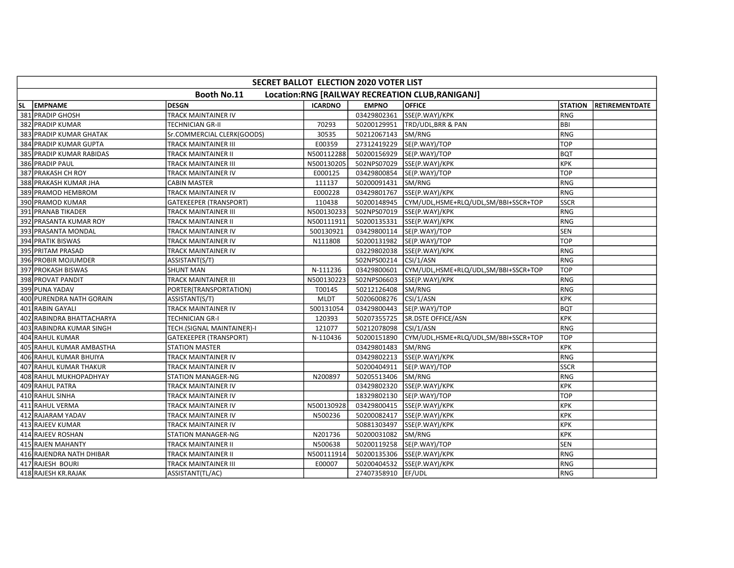| SECRET BALLOT ELECTION 2020 VOTER LIST | | | | | | | |
|---|---|---|---|---|---|---|---|
| Booth No.11 Location:RNG [RAILWAY RECREATION CLUB,RANIGANJ] | | | | | | | |
| SL EMPNAME | DESGN | ICARDNO | EMPNO | OFFICE | STATION | RETIREMENTDATE |
| 381 PRADIP GHOSH | TRACK MAINTAINER IV | | 03429802361 | SSE(P.WAY)/KPK | RNG | |
| 382 PRADIP KUMAR | TECHNICIAN GR-II | 70293 | 50200129951 | TRD/UDL,BRR & PAN | BBI | |
| 383 PRADIP KUMAR GHATAK | Sr.COMMERCIAL CLERK(GOODS) | 30535 | 50212067143 | SM/RNG | RNG | |
| 384 PRADIP KUMAR GUPTA | TRACK MAINTAINER III | E00359 | 27312419229 | SE(P.WAY)/TOP | TOP | |
| 385 PRADIP KUMAR RABIDAS | TRACK MAINTAINER II | N500112288 | 50200156929 | SE(P.WAY)/TOP | BQT | |
| 386 PRADIP PAUL | TRACK MAINTAINER III | N500130205 | 502NPS07029 | SSE(P.WAY)/KPK | KPK | |
| 387 PRAKASH CH ROY | TRACK MAINTAINER IV | E000125 | 03429800854 | SE(P.WAY)/TOP | TOP | |
| 388 PRAKASH KUMAR JHA | CABIN MASTER | 111137 | 50200091431 | SM/RNG | RNG | |
| 389 PRAMOD HEMBROM | TRACK MAINTAINER IV | E000228 | 03429801767 | SSE(P.WAY)/KPK | RNG | |
| 390 PRAMOD KUMAR | GATEKEEPER (TRANSPORT) | 110438 | 50200148945 | CYM/UDL,HSME+RLQ/UDL,SM/BBI+SSCR+TOP | SSCR | |
| 391 PRANAB TIKADER | TRACK MAINTAINER III | N500130233 | 502NPS07019 | SSE(P.WAY)/KPK | RNG | |
| 392 PRASANTA KUMAR ROY | TRACK MAINTAINER II | N500111911 | 50200135331 | SSE(P.WAY)/KPK | RNG | |
| 393 PRASANTA MONDAL | TRACK MAINTAINER IV | 500130921 | 03429800114 | SE(P.WAY)/TOP | SEN | |
| 394 PRATIK BISWAS | TRACK MAINTAINER IV | N111808 | 50200131982 | SE(P.WAY)/TOP | TOP | |
| 395 PRITAM PRASAD | TRACK MAINTAINER IV | | 03229802038 | SSE(P.WAY)/KPK | RNG | |
| 396 PROBIR MOJUMDER | ASSISTANT(S/T) | | 502NPS00214 | CSI/1/ASN | RNG | |
| 397 PROKASH BISWAS | SHUNT MAN | N-111236 | 03429800601 | CYM/UDL,HSME+RLQ/UDL,SM/BBI+SSCR+TOP | TOP | |
| 398 PROVAT PANDIT | TRACK MAINTAINER III | N500130223 | 502NPS06603 | SSE(P.WAY)/KPK | RNG | |
| 399 PUNA YADAV | PORTER(TRANSPORTATION) | T00145 | 50212126408 | SM/RNG | RNG | |
| 400 PURENDRA NATH GORAIN | ASSISTANT(S/T) | MLDT | 50206008276 | CSI/1/ASN | KPK | |
| 401 RABIN GAYALI | TRACK MAINTAINER IV | 500131054 | 03429800443 | SE(P.WAY)/TOP | BQT | |
| 402 RABINDRA BHATTACHARYA | TECHNICIAN GR-I | 120393 | 50207355725 | SR.DSTE OFFICE/ASN | KPK | |
| 403 RABINDRA KUMAR SINGH | TECH.(SIGNAL MAINTAINER)-I | 121077 | 50212078098 | CSI/1/ASN | RNG | |
| 404 RAHUL KUMAR | GATEKEEPER (TRANSPORT) | N-110436 | 50200151890 | CYM/UDL,HSME+RLQ/UDL,SM/BBI+SSCR+TOP | TOP | |
| 405 RAHUL KUMAR AMBASTHA | STATION MASTER | | 03429801483 | SM/RNG | KPK | |
| 406 RAHUL KUMAR BHUIYA | TRACK MAINTAINER IV | | 03429802213 | SSE(P.WAY)/KPK | RNG | |
| 407 RAHUL KUMAR THAKUR | TRACK MAINTAINER IV | | 50200404911 | SE(P.WAY)/TOP | SSCR | |
| 408 RAHUL MUKHOPADHYAY | STATION MANAGER-NG | N200897 | 50205513406 | SM/RNG | RNG | |
| 409 RAHUL PATRA | TRACK MAINTAINER IV | | 03429802320 | SSE(P.WAY)/KPK | KPK | |
| 410 RAHUL SINHA | TRACK MAINTAINER IV | | 18329802130 | SE(P.WAY)/TOP | TOP | |
| 411 RAHUL VERMA | TRACK MAINTAINER IV | N500130928 | 03429800415 | SSE(P.WAY)/KPK | KPK | |
| 412 RAJARAM YADAV | TRACK MAINTAINER IV | N500236 | 50200082417 | SSE(P.WAY)/KPK | KPK | |
| 413 RAJEEV KUMAR | TRACK MAINTAINER IV | | 50881303497 | SSE(P.WAY)/KPK | KPK | |
| 414 RAJEEV ROSHAN | STATION MANAGER-NG | N201736 | 50200031082 | SM/RNG | KPK | |
| 415 RAJEN MAHANTY | TRACK MAINTAINER II | N500638 | 50200119258 | SE(P.WAY)/TOP | SEN | |
| 416 RAJENDRA NATH DHIBAR | TRACK MAINTAINER II | N500111914 | 50200135306 | SSE(P.WAY)/KPK | RNG | |
| 417 RAJESH BOURI | TRACK MAINTAINER III | E00007 | 50200404532 | SSE(P.WAY)/KPK | RNG | |
| 418 RAJESH KR.RAJAK | ASSISTANT(TL/AC) | | 27407358910 | EF/UDL | RNG | |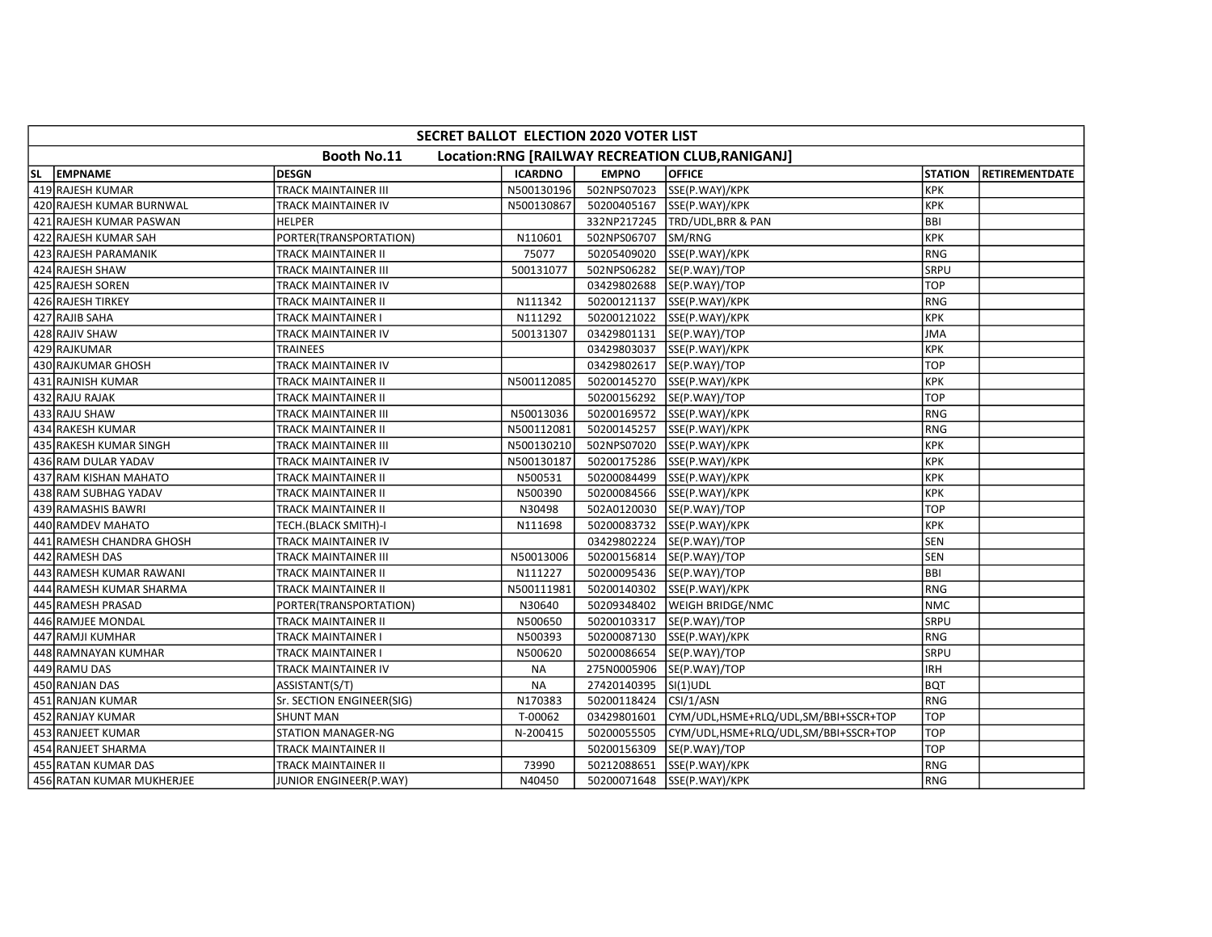| SECRET BALLOT ELECTION 2020 VOTER LIST | | | | | | | |
|---|---|---|---|---|---|---|---|
| Booth No.11 Location:RNG [RAILWAY RECREATION CLUB,RANIGANJ] | | | | | | | |
| SL | EMPNAME | DESGN | ICARDNO | EMPNO | OFFICE | STATION | RETIREMENTDATE |
| 419 | RAJESH KUMAR | TRACK MAINTAINER III | N500130196 | 502NPS07023 | SSE(P.WAY)/KPK | KPK | |
| 420 | RAJESH KUMAR BURNWAL | TRACK MAINTAINER IV | N500130867 | 50200405167 | SSE(P.WAY)/KPK | KPK | |
| 421 | RAJESH KUMAR PASWAN | HELPER | | 332NP217245 | TRD/UDL,BRR & PAN | BBI | |
| 422 | RAJESH KUMAR SAH | PORTER(TRANSPORTATION) | N110601 | 502NPS06707 | SM/RNG | KPK | |
| 423 | RAJESH PARAMANIK | TRACK MAINTAINER II | 75077 | 50205409020 | SSE(P.WAY)/KPK | RNG | |
| 424 | RAJESH SHAW | TRACK MAINTAINER III | 500131077 | 502NPS06282 | SE(P.WAY)/TOP | SRPU | |
| 425 | RAJESH SOREN | TRACK MAINTAINER IV | | 03429802688 | SE(P.WAY)/TOP | TOP | |
| 426 | RAJESH TIRKEY | TRACK MAINTAINER II | N111342 | 50200121137 | SSE(P.WAY)/KPK | RNG | |
| 427 | RAJIB SAHA | TRACK MAINTAINER I | N111292 | 50200121022 | SSE(P.WAY)/KPK | KPK | |
| 428 | RAJIV SHAW | TRACK MAINTAINER IV | 500131307 | 03429801131 | SE(P.WAY)/TOP | JMA | |
| 429 | RAJKUMAR | TRAINEES | | 03429803037 | SSE(P.WAY)/KPK | KPK | |
| 430 | RAJKUMAR GHOSH | TRACK MAINTAINER IV | | 03429802617 | SE(P.WAY)/TOP | TOP | |
| 431 | RAJNISH KUMAR | TRACK MAINTAINER II | N500112085 | 50200145270 | SSE(P.WAY)/KPK | KPK | |
| 432 | RAJU RAJAK | TRACK MAINTAINER II | | 50200156292 | SE(P.WAY)/TOP | TOP | |
| 433 | RAJU SHAW | TRACK MAINTAINER III | N50013036 | 50200169572 | SSE(P.WAY)/KPK | RNG | |
| 434 | RAKESH KUMAR | TRACK MAINTAINER II | N500112081 | 50200145257 | SSE(P.WAY)/KPK | RNG | |
| 435 | RAKESH KUMAR SINGH | TRACK MAINTAINER III | N500130210 | 502NPS07020 | SSE(P.WAY)/KPK | KPK | |
| 436 | RAM DULAR YADAV | TRACK MAINTAINER IV | N500130187 | 50200175286 | SSE(P.WAY)/KPK | KPK | |
| 437 | RAM KISHAN MAHATO | TRACK MAINTAINER II | N500531 | 50200084499 | SSE(P.WAY)/KPK | KPK | |
| 438 | RAM SUBHAG YADAV | TRACK MAINTAINER II | N500390 | 50200084566 | SSE(P.WAY)/KPK | KPK | |
| 439 | RAMASHIS BAWRI | TRACK MAINTAINER II | N30498 | 502A0120030 | SE(P.WAY)/TOP | TOP | |
| 440 | RAMDEV MAHATO | TECH.(BLACK SMITH)-I | N111698 | 50200083732 | SSE(P.WAY)/KPK | KPK | |
| 441 | RAMESH CHANDRA GHOSH | TRACK MAINTAINER IV | | 03429802224 | SE(P.WAY)/TOP | SEN | |
| 442 | RAMESH DAS | TRACK MAINTAINER III | N50013006 | 50200156814 | SE(P.WAY)/TOP | SEN | |
| 443 | RAMESH KUMAR RAWANI | TRACK MAINTAINER II | N111227 | 50200095436 | SE(P.WAY)/TOP | BBI | |
| 444 | RAMESH KUMAR SHARMA | TRACK MAINTAINER II | N500111981 | 50200140302 | SSE(P.WAY)/KPK | RNG | |
| 445 | RAMESH PRASAD | PORTER(TRANSPORTATION) | N30640 | 50209348402 | WEIGH BRIDGE/NMC | NMC | |
| 446 | RAMJEE MONDAL | TRACK MAINTAINER II | N500650 | 50200103317 | SE(P.WAY)/TOP | SRPU | |
| 447 | RAMJI KUMHAR | TRACK MAINTAINER I | N500393 | 50200087130 | SSE(P.WAY)/KPK | RNG | |
| 448 | RAMNAYAN KUMHAR | TRACK MAINTAINER I | N500620 | 50200086654 | SE(P.WAY)/TOP | SRPU | |
| 449 | RAMU DAS | TRACK MAINTAINER IV | NA | 275N0005906 | SE(P.WAY)/TOP | IRH | |
| 450 | RANJAN DAS | ASSISTANT(S/T) | NA | 27420140395 | SI(1)UDL | BQT | |
| 451 | RANJAN KUMAR | Sr. SECTION ENGINEER(SIG) | N170383 | 50200118424 | CSI/1/ASN | RNG | |
| 452 | RANJAY KUMAR | SHUNT MAN | T-00062 | 03429801601 | CYM/UDL,HSME+RLQ/UDL,SM/BBI+SSCR+TOP | TOP | |
| 453 | RANJEET KUMAR | STATION MANAGER-NG | N-200415 | 50200055505 | CYM/UDL,HSME+RLQ/UDL,SM/BBI+SSCR+TOP | TOP | |
| 454 | RANJEET SHARMA | TRACK MAINTAINER II | | 50200156309 | SE(P.WAY)/TOP | TOP | |
| 455 | RATAN KUMAR DAS | TRACK MAINTAINER II | 73990 | 50212088651 | SSE(P.WAY)/KPK | RNG | |
| 456 | RATAN KUMAR MUKHERJEE | JUNIOR ENGINEER(P.WAY) | N40450 | 50200071648 | SSE(P.WAY)/KPK | RNG | |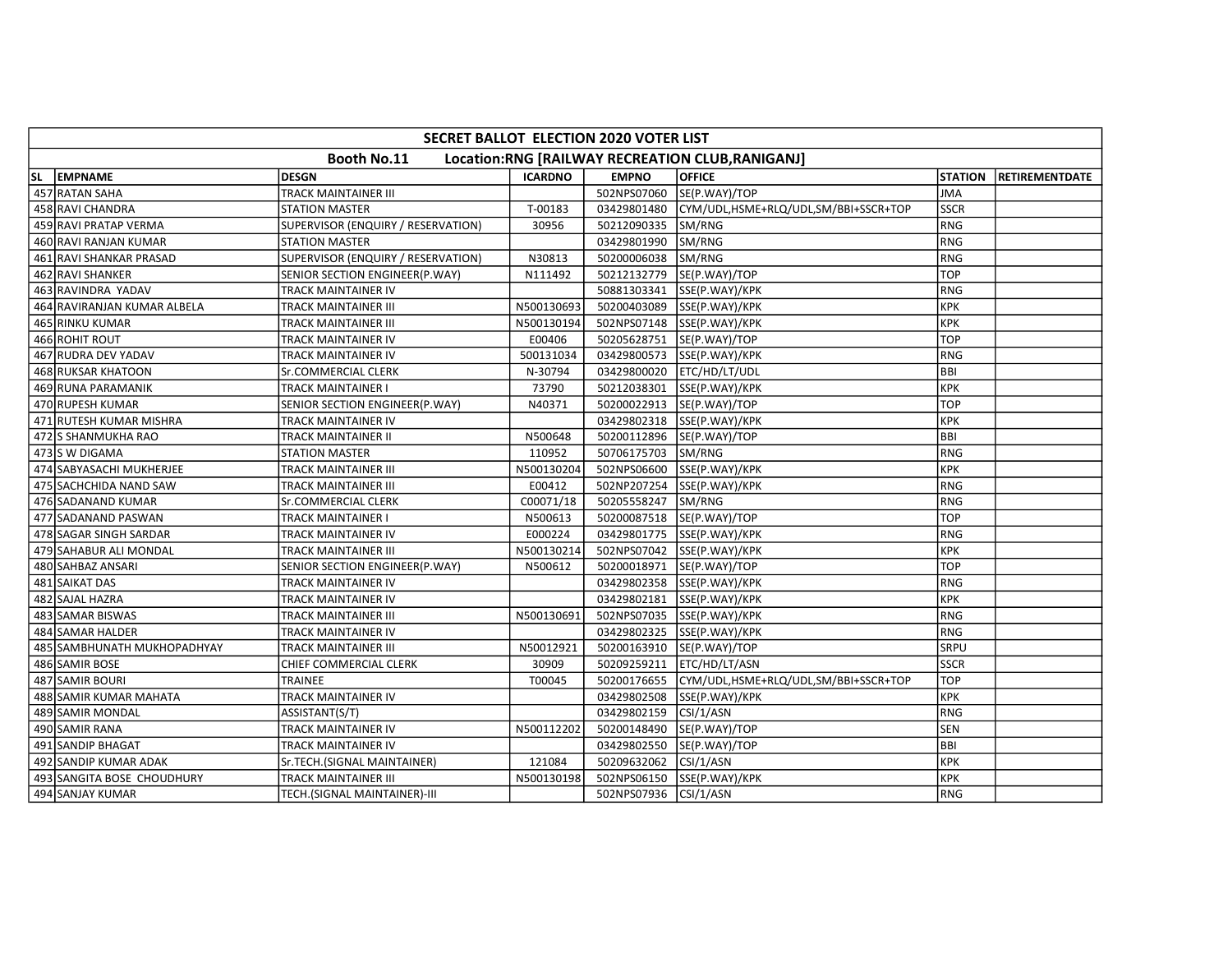| SECRET BALLOT ELECTION 2020 VOTER LIST | | | | | | | |
|---|---|---|---|---|---|---|---|
| Booth No.11 Location:RNG [RAILWAY RECREATION CLUB,RANIGANJ] | | | | | | | |
| SL EMPNAME | DESGN | ICARDNO | EMPNO | OFFICE | STATION | RETIREMENTDATE | |
| 457 RATAN SAHA | TRACK MAINTAINER III | | 502NPS07060 | SE(P.WAY)/TOP | JMA | | |
| 458 RAVI CHANDRA | STATION MASTER | T-00183 | 03429801480 | CYM/UDL,HSME+RLQ/UDL,SM/BBI+SSCR+TOP | SSCR | | |
| 459 RAVI PRATAP VERMA | SUPERVISOR (ENQUIRY / RESERVATION) | 30956 | 50212090335 | SM/RNG | RNG | | |
| 460 RAVI RANJAN KUMAR | STATION MASTER | | 03429801990 | SM/RNG | RNG | | |
| 461 RAVI SHANKAR PRASAD | SUPERVISOR (ENQUIRY / RESERVATION) | N30813 | 50200006038 | SM/RNG | RNG | | |
| 462 RAVI SHANKER | SENIOR SECTION ENGINEER(P.WAY) | N111492 | 50212132779 | SE(P.WAY)/TOP | TOP | | |
| 463 RAVINDRA YADAV | TRACK MAINTAINER IV | | 50881303341 | SSE(P.WAY)/KPK | RNG | | |
| 464 RAVIRANJAN KUMAR ALBELA | TRACK MAINTAINER III | N500130693 | 50200403089 | SSE(P.WAY)/KPK | KPK | | |
| 465 RINKU KUMAR | TRACK MAINTAINER III | N500130194 | 502NPS07148 | SSE(P.WAY)/KPK | KPK | | |
| 466 ROHIT ROUT | TRACK MAINTAINER IV | E00406 | 50205628751 | SE(P.WAY)/TOP | TOP | | |
| 467 RUDRA DEV YADAV | TRACK MAINTAINER IV | 500131034 | 03429800573 | SSE(P.WAY)/KPK | RNG | | |
| 468 RUKSAR KHATOON | Sr.COMMERCIAL CLERK | N-30794 | 03429800020 | ETC/HD/LT/UDL | BBI | | |
| 469 RUNA PARAMANIK | TRACK MAINTAINER I | 73790 | 50212038301 | SSE(P.WAY)/KPK | KPK | | |
| 470 RUPESH KUMAR | SENIOR SECTION ENGINEER(P.WAY) | N40371 | 50200022913 | SE(P.WAY)/TOP | TOP | | |
| 471 RUTESH KUMAR MISHRA | TRACK MAINTAINER IV | | 03429802318 | SSE(P.WAY)/KPK | KPK | | |
| 472 S SHANMUKHA RAO | TRACK MAINTAINER II | N500648 | 50200112896 | SE(P.WAY)/TOP | BBI | | |
| 473 S W DIGAMA | STATION MASTER | 110952 | 50706175703 | SM/RNG | RNG | | |
| 474 SABYASACHI MUKHERJEE | TRACK MAINTAINER III | N500130204 | 502NPS06600 | SSE(P.WAY)/KPK | KPK | | |
| 475 SACHCHIDA NAND SAW | TRACK MAINTAINER III | E00412 | 502NP207254 | SSE(P.WAY)/KPK | RNG | | |
| 476 SADANAND KUMAR | Sr.COMMERCIAL CLERK | C00071/18 | 50205558247 | SM/RNG | RNG | | |
| 477 SADANAND PASWAN | TRACK MAINTAINER I | N500613 | 50200087518 | SE(P.WAY)/TOP | TOP | | |
| 478 SAGAR SINGH SARDAR | TRACK MAINTAINER IV | E000224 | 03429801775 | SSE(P.WAY)/KPK | RNG | | |
| 479 SAHABUR ALI MONDAL | TRACK MAINTAINER III | N500130214 | 502NPS07042 | SSE(P.WAY)/KPK | KPK | | |
| 480 SAHBAZ ANSARI | SENIOR SECTION ENGINEER(P.WAY) | N500612 | 50200018971 | SE(P.WAY)/TOP | TOP | | |
| 481 SAIKAT DAS | TRACK MAINTAINER IV | | 03429802358 | SSE(P.WAY)/KPK | RNG | | |
| 482 SAJAL HAZRA | TRACK MAINTAINER IV | | 03429802181 | SSE(P.WAY)/KPK | KPK | | |
| 483 SAMAR BISWAS | TRACK MAINTAINER III | N500130691 | 502NPS07035 | SSE(P.WAY)/KPK | RNG | | |
| 484 SAMAR HALDER | TRACK MAINTAINER IV | | 03429802325 | SSE(P.WAY)/KPK | RNG | | |
| 485 SAMBHUNATH MUKHOPADHYAY | TRACK MAINTAINER III | N50012921 | 50200163910 | SE(P.WAY)/TOP | SRPU | | |
| 486 SAMIR BOSE | CHIEF COMMERCIAL CLERK | 30909 | 50209259211 | ETC/HD/LT/ASN | SSCR | | |
| 487 SAMIR BOURI | TRAINEE | T00045 | 50200176655 | CYM/UDL,HSME+RLQ/UDL,SM/BBI+SSCR+TOP | TOP | | |
| 488 SAMIR KUMAR MAHATA | TRACK MAINTAINER IV | | 03429802508 | SSE(P.WAY)/KPK | KPK | | |
| 489 SAMIR MONDAL | ASSISTANT(S/T) | | 03429802159 | CSI/1/ASN | RNG | | |
| 490 SAMIR RANA | TRACK MAINTAINER IV | N500112202 | 50200148490 | SE(P.WAY)/TOP | SEN | | |
| 491 SANDIP BHAGAT | TRACK MAINTAINER IV | | 03429802550 | SE(P.WAY)/TOP | BBI | | |
| 492 SANDIP KUMAR ADAK | Sr.TECH.(SIGNAL MAINTAINER) | 121084 | 50209632062 | CSI/1/ASN | KPK | | |
| 493 SANGITA BOSE CHOUDHURY | TRACK MAINTAINER III | N500130198 | 502NPS06150 | SSE(P.WAY)/KPK | KPK | | |
| 494 SANJAY KUMAR | TECH.(SIGNAL MAINTAINER)-III | | 502NPS07936 | CSI/1/ASN | RNG | | |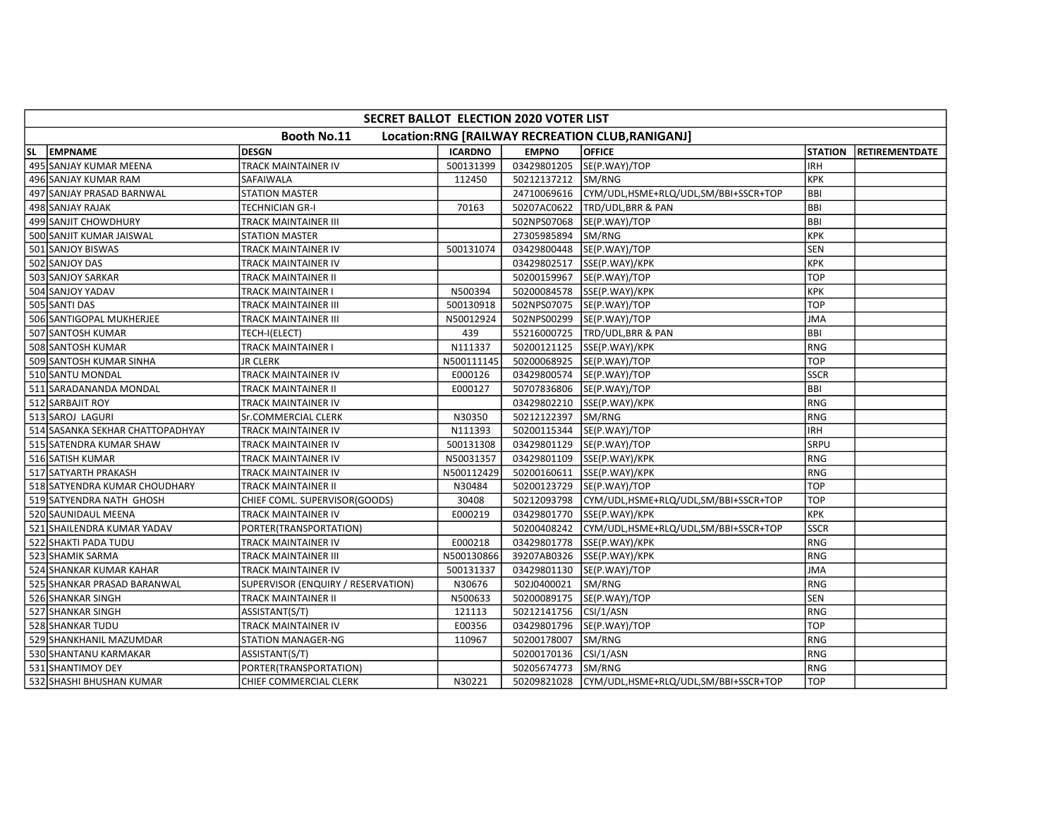| SECRET BALLOT ELECTION 2020 VOTER LIST | | | | | | | |
|---|---|---|---|---|---|---|---|
| Booth No.11 Location:RNG [RAILWAY RECREATION CLUB,RANIGANJ] | | | | | | | |
| SL EMPNAME | DESGN | ICARDNO | EMPNO | OFFICE | STATION | RETIREMENTDATE | |
| 495 SANJAY KUMAR MEENA | TRACK MAINTAINER IV | 500131399 | 03429801205 | SE(P.WAY)/TOP | IRH | | |
| 496 SANJAY KUMAR RAM | SAFAIWALA | 112450 | 50212137212 | SM/RNG | KPK | | |
| 497 SANJAY PRASAD BARNWAL | STATION MASTER | | 24710069616 | CYM/UDL,HSME+RLQ/UDL,SM/BBI+SSCR+TOP | BBI | | |
| 498 SANJAY RAJAK | TECHNICIAN GR-I | 70163 | 50207AC0622 | TRD/UDL,BRR & PAN | BBI | | |
| 499 SANJIT CHOWDHURY | TRACK MAINTAINER III | | 502NPS07068 | SE(P.WAY)/TOP | BBI | | |
| 500 SANJIT KUMAR JAISWAL | STATION MASTER | | 27305985894 | SM/RNG | KPK | | |
| 501 SANJOY BISWAS | TRACK MAINTAINER IV | 500131074 | 03429800448 | SE(P.WAY)/TOP | SEN | | |
| 502 SANJOY DAS | TRACK MAINTAINER IV | | 03429802517 | SSE(P.WAY)/KPK | KPK | | |
| 503 SANJOY SARKAR | TRACK MAINTAINER II | | 50200159967 | SE(P.WAY)/TOP | TOP | | |
| 504 SANJOY YADAV | TRACK MAINTAINER I | N500394 | 50200084578 | SSE(P.WAY)/KPK | KPK | | |
| 505 SANTI DAS | TRACK MAINTAINER III | 500130918 | 502NPS07075 | SE(P.WAY)/TOP | TOP | | |
| 506 SANTIGOPAL MUKHERJEE | TRACK MAINTAINER III | N50012924 | 502NPS00299 | SE(P.WAY)/TOP | JMA | | |
| 507 SANTOSH KUMAR | TECH-I(ELECT) | 439 | 55216000725 | TRD/UDL,BRR & PAN | BBI | | |
| 508 SANTOSH KUMAR | TRACK MAINTAINER I | N111337 | 50200121125 | SSE(P.WAY)/KPK | RNG | | |
| 509 SANTOSH KUMAR SINHA | JR CLERK | N500111145 | 50200068925 | SE(P.WAY)/TOP | TOP | | |
| 510 SANTU MONDAL | TRACK MAINTAINER IV | E000126 | 03429800574 | SE(P.WAY)/TOP | SSCR | | |
| 511 SARADANANDA MONDAL | TRACK MAINTAINER II | E000127 | 50707836806 | SE(P.WAY)/TOP | BBI | | |
| 512 SARBAJIT ROY | TRACK MAINTAINER IV | | 03429802210 | SSE(P.WAY)/KPK | RNG | | |
| 513 SAROJ LAGURI | Sr.COMMERCIAL CLERK | N30350 | 50212122397 | SM/RNG | RNG | | |
| 514 SASANKA SEKHAR CHATTOPADHYAY | TRACK MAINTAINER IV | N111393 | 50200115344 | SE(P.WAY)/TOP | IRH | | |
| 515 SATENDRA KUMAR SHAW | TRACK MAINTAINER IV | 500131308 | 03429801129 | SE(P.WAY)/TOP | SRPU | | |
| 516 SATISH KUMAR | TRACK MAINTAINER IV | N50031357 | 03429801109 | SSE(P.WAY)/KPK | RNG | | |
| 517 SATYARTH PRAKASH | TRACK MAINTAINER IV | N500112429 | 50200160611 | SSE(P.WAY)/KPK | RNG | | |
| 518 SATYENDRA KUMAR CHOUDHARY | TRACK MAINTAINER II | N30484 | 50200123729 | SE(P.WAY)/TOP | TOP | | |
| 519 SATYENDRA NATH GHOSH | CHIEF COML. SUPERVISOR(GOODS) | 30408 | 50212093798 | CYM/UDL,HSME+RLQ/UDL,SM/BBI+SSCR+TOP | TOP | | |
| 520 SAUNIDAUL MEENA | TRACK MAINTAINER IV | E000219 | 03429801770 | SSE(P.WAY)/KPK | KPK | | |
| 521 SHAILENDRA KUMAR YADAV | PORTER(TRANSPORTATION) | | 50200408242 | CYM/UDL,HSME+RLQ/UDL,SM/BBI+SSCR+TOP | SSCR | | |
| 522 SHAKTI PADA TUDU | TRACK MAINTAINER IV | E000218 | 03429801778 | SSE(P.WAY)/KPK | RNG | | |
| 523 SHAMIK SARMA | TRACK MAINTAINER III | N500130866 | 39207AB0326 | SSE(P.WAY)/KPK | RNG | | |
| 524 SHANKAR KUMAR KAHAR | TRACK MAINTAINER IV | 500131337 | 03429801130 | SE(P.WAY)/TOP | JMA | | |
| 525 SHANKAR PRASAD BARANWAL | SUPERVISOR (ENQUIRY / RESERVATION) | N30676 | 502J0400021 | SM/RNG | RNG | | |
| 526 SHANKAR SINGH | TRACK MAINTAINER II | N500633 | 50200089175 | SE(P.WAY)/TOP | SEN | | |
| 527 SHANKAR SINGH | ASSISTANT(S/T) | 121113 | 50212141756 | CSI/1/ASN | RNG | | |
| 528 SHANKAR TUDU | TRACK MAINTAINER IV | E00356 | 03429801796 | SE(P.WAY)/TOP | TOP | | |
| 529 SHANKHANIL MAZUMDAR | STATION MANAGER-NG | 110967 | 50200178007 | SM/RNG | RNG | | |
| 530 SHANTANU KARMAKAR | ASSISTANT(S/T) | | 50200170136 | CSI/1/ASN | RNG | | |
| 531 SHANTIMOY DEY | PORTER(TRANSPORTATION) | | 50205674773 | SM/RNG | RNG | | |
| 532 SHASHI BHUSHAN KUMAR | CHIEF COMMERCIAL CLERK | N30221 | 50209821028 | CYM/UDL,HSME+RLQ/UDL,SM/BBI+SSCR+TOP | TOP | | |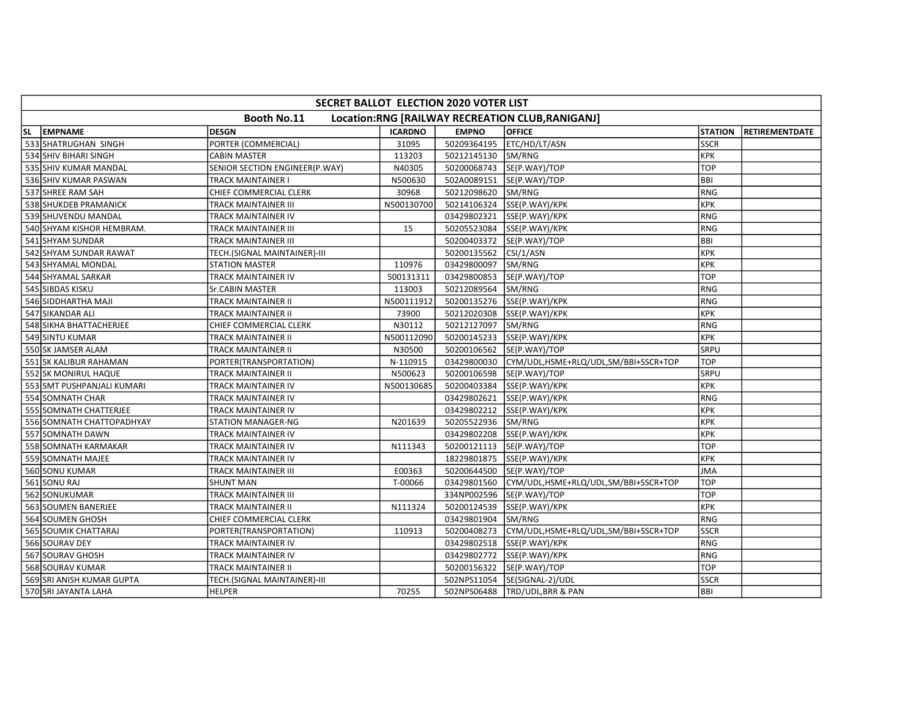| SECRET BALLOT ELECTION 2020 VOTER LIST | | | | | | | |
|---|---|---|---|---|---|---|---|
| Booth No.11 Location:RNG [RAILWAY RECREATION CLUB,RANIGANJ] | | | | | | | |
| SL | EMPNAME | DESGN | ICARDNO | EMPNO | OFFICE | STATION | RETIREMENTDATE |
| 533 | SHATRUGHAN SINGH | PORTER (COMMERCIAL) | 31095 | 50209364195 | ETC/HD/LT/ASN | SSCR | |
| 534 | SHIV BIHARI SINGH | CABIN MASTER | 113203 | 50212145130 | SM/RNG | KPK | |
| 535 | SHIV KUMAR MANDAL | SENIOR SECTION ENGINEER(P.WAY) | N40305 | 50200068743 | SE(P.WAY)/TOP | TOP | |
| 536 | SHIV KUMAR PASWAN | TRACK MAINTAINER I | N500630 | 502A0089151 | SE(P.WAY)/TOP | BBI | |
| 537 | SHREE RAM SAH | CHIEF COMMERCIAL CLERK | 30968 | 50212098620 | SM/RNG | RNG | |
| 538 | SHUKDEB PRAMANICK | TRACK MAINTAINER III | N500130700 | 50214106324 | SSE(P.WAY)/KPK | KPK | |
| 539 | SHUVENDU MANDAL | TRACK MAINTAINER IV | | 03429802321 | SSE(P.WAY)/KPK | RNG | |
| 540 | SHYAM KISHOR HEMBRAM. | TRACK MAINTAINER III | 15 | 50205523084 | SSE(P.WAY)/KPK | RNG | |
| 541 | SHYAM SUNDAR | TRACK MAINTAINER III | | 50200403372 | SE(P.WAY)/TOP | BBI | |
| 542 | SHYAM SUNDAR RAWAT | TECH.(SIGNAL MAINTAINER)-III | | 50200135562 | CSI/1/ASN | KPK | |
| 543 | SHYAMAL MONDAL | STATION MASTER | 110976 | 03429800097 | SM/RNG | KPK | |
| 544 | SHYAMAL SARKAR | TRACK MAINTAINER IV | 500131311 | 03429800853 | SE(P.WAY)/TOP | TOP | |
| 545 | SIBDAS KISKU | Sr.CABIN MASTER | 113003 | 50212089564 | SM/RNG | RNG | |
| 546 | SIDDHARTHA MAJI | TRACK MAINTAINER II | N500111912 | 50200135276 | SSE(P.WAY)/KPK | RNG | |
| 547 | SIKANDAR ALI | TRACK MAINTAINER II | 73900 | 50212020308 | SSE(P.WAY)/KPK | KPK | |
| 548 | SIKHA BHATTACHERJEE | CHIEF COMMERCIAL CLERK | N30112 | 50212127097 | SM/RNG | RNG | |
| 549 | SINTU KUMAR | TRACK MAINTAINER II | N500112090 | 50200145233 | SSE(P.WAY)/KPK | KPK | |
| 550 | SK JAMSER ALAM | TRACK MAINTAINER II | N30500 | 50200106562 | SE(P.WAY)/TOP | SRPU | |
| 551 | SK KALIBUR RAHAMAN | PORTER(TRANSPORTATION) | N-110915 | 03429800030 | CYM/UDL,HSME+RLQ/UDL,SM/BBI+SSCR+TOP | TOP | |
| 552 | SK MONIRUL HAQUE | TRACK MAINTAINER II | N500623 | 50200106598 | SE(P.WAY)/TOP | SRPU | |
| 553 | SMT PUSHPANJALI KUMARI | TRACK MAINTAINER IV | N500130685 | 50200403384 | SSE(P.WAY)/KPK | KPK | |
| 554 | SOMNATH CHAR | TRACK MAINTAINER IV | | 03429802621 | SSE(P.WAY)/KPK | RNG | |
| 555 | SOMNATH CHATTERJEE | TRACK MAINTAINER IV | | 03429802212 | SSE(P.WAY)/KPK | KPK | |
| 556 | SOMNATH CHATTOPADHYAY | STATION MANAGER-NG | N201639 | 50205522936 | SM/RNG | KPK | |
| 557 | SOMNATH DAWN | TRACK MAINTAINER IV | | 03429802208 | SSE(P.WAY)/KPK | KPK | |
| 558 | SOMNATH KARMAKAR | TRACK MAINTAINER IV | N111343 | 50200121113 | SE(P.WAY)/TOP | TOP | |
| 559 | SOMNATH MAJEE | TRACK MAINTAINER IV | | 18229801875 | SSE(P.WAY)/KPK | KPK | |
| 560 | SONU KUMAR | TRACK MAINTAINER III | E00363 | 50200644500 | SE(P.WAY)/TOP | JMA | |
| 561 | SONU RAJ | SHUNT MAN | T-00066 | 03429801560 | CYM/UDL,HSME+RLQ/UDL,SM/BBI+SSCR+TOP | TOP | |
| 562 | SONUKUMAR | TRACK MAINTAINER III | | 334NP002596 | SE(P.WAY)/TOP | TOP | |
| 563 | SOUMEN BANERJEE | TRACK MAINTAINER II | N111324 | 50200124559 | SSE(P.WAY)/KPK | KPK | |
| 564 | SOUMEN GHOSH | CHIEF COMMERCIAL CLERK | | 03429801904 | SM/RNG | RNG | |
| 565 | SOUMIK CHATTARAJ | PORTER(TRANSPORTATION) | 110913 | 50200408273 | CYM/UDL,HSME+RLQ/UDL,SM/BBI+SSCR+TOP | SSCR | |
| 566 | SOURAV DEY | TRACK MAINTAINER IV | | 03429802518 | SSE(P.WAY)/KPK | RNG | |
| 567 | SOURAV GHOSH | TRACK MAINTAINER IV | | 03429802772 | SSE(P.WAY)/KPK | RNG | |
| 568 | SOURAV KUMAR | TRACK MAINTAINER II | | 50200156322 | SE(P.WAY)/TOP | TOP | |
| 569 | SRI ANISH KUMAR GUPTA | TECH.(SIGNAL MAINTAINER)-III | | 502NPS11054 | SE(SIGNAL-2)/UDL | SSCR | |
| 570 | SRI JAYANTA LAHA | HELPER | 70255 | 502NPS06488 | TRD/UDL,BRR & PAN | BBI | |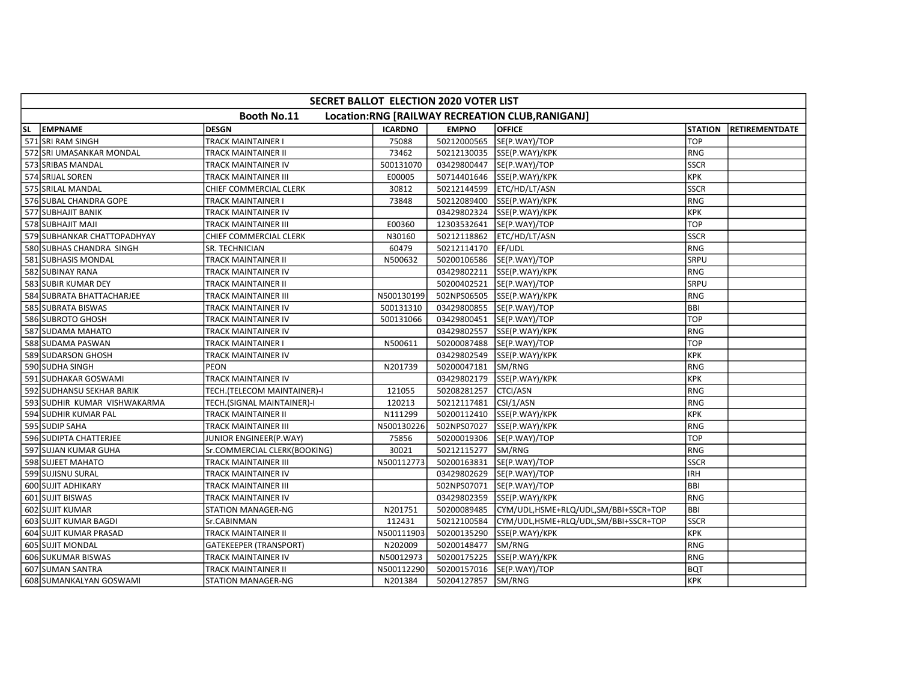| SECRET BALLOT ELECTION 2020 VOTER LIST | | | | | | | |
|---|---|---|---|---|---|---|---|
| Booth No.11 Location:RNG [RAILWAY RECREATION CLUB,RANIGANJ] | | | | | | | |
| SL EMPNAME | DESGN | ICARDNO | EMPNO | OFFICE | STATION | RETIREMENTDATE |
| 571 SRI RAM SINGH | TRACK MAINTAINER I | 75088 | 50212000565 | SE(P.WAY)/TOP | TOP | |
| 572 SRI UMASANKAR MONDAL | TRACK MAINTAINER II | 73462 | 50212130035 | SSE(P.WAY)/KPK | RNG | |
| 573 SRIBAS MANDAL | TRACK MAINTAINER IV | 500131070 | 03429800447 | SE(P.WAY)/TOP | SSCR | |
| 574 SRIJAL SOREN | TRACK MAINTAINER III | E00005 | 50714401646 | SSE(P.WAY)/KPK | KPK | |
| 575 SRILAL MANDAL | CHIEF COMMERCIAL CLERK | 30812 | 50212144599 | ETC/HD/LT/ASN | SSCR | |
| 576 SUBAL CHANDRA GOPE | TRACK MAINTAINER I | 73848 | 50212089400 | SSE(P.WAY)/KPK | RNG | |
| 577 SUBHAJIT BANIK | TRACK MAINTAINER IV | | 03429802324 | SSE(P.WAY)/KPK | KPK | |
| 578 SUBHAJIT MAJI | TRACK MAINTAINER III | E00360 | 12303532641 | SE(P.WAY)/TOP | TOP | |
| 579 SUBHANKAR CHATTOPADHYAY | CHIEF COMMERCIAL CLERK | N30160 | 50212118862 | ETC/HD/LT/ASN | SSCR | |
| 580 SUBHAS CHANDRA SINGH | SR. TECHNICIAN | 60479 | 50212114170 | EF/UDL | RNG | |
| 581 SUBHASIS MONDAL | TRACK MAINTAINER II | N500632 | 50200106586 | SE(P.WAY)/TOP | SRPU | |
| 582 SUBINAY RANA | TRACK MAINTAINER IV | | 03429802211 | SSE(P.WAY)/KPK | RNG | |
| 583 SUBIR KUMAR DEY | TRACK MAINTAINER II | | 50200402521 | SE(P.WAY)/TOP | SRPU | |
| 584 SUBRATA BHATTACHARJEE | TRACK MAINTAINER III | N500130199 | 502NPS06505 | SSE(P.WAY)/KPK | RNG | |
| 585 SUBRATA BISWAS | TRACK MAINTAINER IV | 500131310 | 03429800855 | SE(P.WAY)/TOP | BBI | |
| 586 SUBROTO GHOSH | TRACK MAINTAINER IV | 500131066 | 03429800451 | SE(P.WAY)/TOP | TOP | |
| 587 SUDAMA MAHATO | TRACK MAINTAINER IV | | 03429802557 | SSE(P.WAY)/KPK | RNG | |
| 588 SUDAMA PASWAN | TRACK MAINTAINER I | N500611 | 50200087488 | SE(P.WAY)/TOP | TOP | |
| 589 SUDARSON GHOSH | TRACK MAINTAINER IV | | 03429802549 | SSE(P.WAY)/KPK | KPK | |
| 590 SUDHA SINGH | PEON | N201739 | 50200047181 | SM/RNG | RNG | |
| 591 SUDHAKAR GOSWAMI | TRACK MAINTAINER IV | | 03429802179 | SSE(P.WAY)/KPK | KPK | |
| 592 SUDHANSU SEKHAR BARIK | TECH.(TELECOM MAINTAINER)-I | 121055 | 50208281257 | CTCI/ASN | RNG | |
| 593 SUDHIR KUMAR VISHWAKARMA | TECH.(SIGNAL MAINTAINER)-I | 120213 | 50212117481 | CSI/1/ASN | RNG | |
| 594 SUDHIR KUMAR PAL | TRACK MAINTAINER II | N111299 | 50200112410 | SSE(P.WAY)/KPK | KPK | |
| 595 SUDIP SAHA | TRACK MAINTAINER III | N500130226 | 502NPS07027 | SSE(P.WAY)/KPK | RNG | |
| 596 SUDIPTA CHATTERJEE | JUNIOR ENGINEER(P.WAY) | 75856 | 50200019306 | SE(P.WAY)/TOP | TOP | |
| 597 SUJAN KUMAR GUHA | Sr.COMMERCIAL CLERK(BOOKING) | 30021 | 50212115277 | SM/RNG | RNG | |
| 598 SUJEET MAHATO | TRACK MAINTAINER III | N500112773 | 50200163831 | SE(P.WAY)/TOP | SSCR | |
| 599 SUJISNU SURAL | TRACK MAINTAINER IV | | 03429802629 | SE(P.WAY)/TOP | IRH | |
| 600 SUJIT ADHIKARY | TRACK MAINTAINER III | | 502NPS07071 | SE(P.WAY)/TOP | BBI | |
| 601 SUJIT BISWAS | TRACK MAINTAINER IV | | 03429802359 | SSE(P.WAY)/KPK | RNG | |
| 602 SUJIT KUMAR | STATION MANAGER-NG | N201751 | 50200089485 | CYM/UDL,HSME+RLQ/UDL,SM/BBI+SSCR+TOP | BBI | |
| 603 SUJIT KUMAR BAGDI | Sr.CABINMAN | 112431 | 50212100584 | CYM/UDL,HSME+RLQ/UDL,SM/BBI+SSCR+TOP | SSCR | |
| 604 SUJIT KUMAR PRASAD | TRACK MAINTAINER II | N500111903 | 50200135290 | SSE(P.WAY)/KPK | KPK | |
| 605 SUJIT MONDAL | GATEKEEPER (TRANSPORT) | N202009 | 50200148477 | SM/RNG | RNG | |
| 606 SUKUMAR BISWAS | TRACK MAINTAINER IV | N50012973 | 50200175225 | SSE(P.WAY)/KPK | RNG | |
| 607 SUMAN SANTRA | TRACK MAINTAINER II | N500112290 | 50200157016 | SE(P.WAY)/TOP | BQT | |
| 608 SUMANKALYAN GOSWAMI | STATION MANAGER-NG | N201384 | 50204127857 | SM/RNG | KPK | |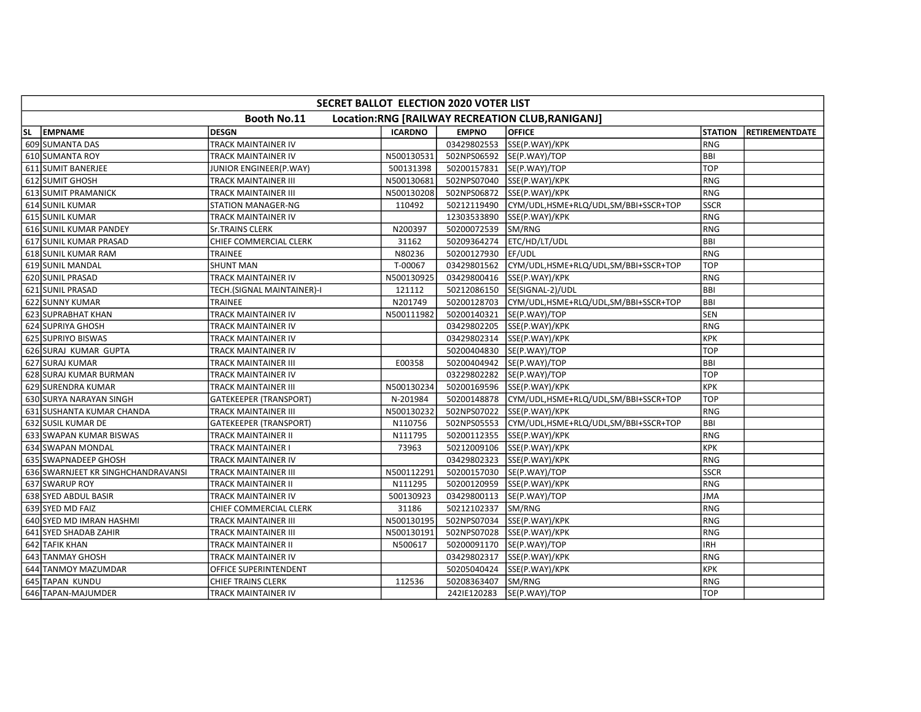| SECRET BALLOT ELECTION 2020 VOTER LIST | | | | | | | |
|---|---|---|---|---|---|---|---|
| Booth No.11 Location:RNG [RAILWAY RECREATION CLUB,RANIGANJ] | | | | | | | |
| SL | EMPNAME | DESGN | ICARDNO | EMPNO | OFFICE | STATION | RETIREMENTDATE |
| 609 | SUMANTA DAS | TRACK MAINTAINER IV | | 03429802553 | SSE(P.WAY)/KPK | RNG | |
| 610 | SUMANTA ROY | TRACK MAINTAINER IV | N500130531 | 502NPS06592 | SE(P.WAY)/TOP | BBI | |
| 611 | SUMIT BANERJEE | JUNIOR ENGINEER(P.WAY) | 500131398 | 50200157831 | SE(P.WAY)/TOP | TOP | |
| 612 | SUMIT GHOSH | TRACK MAINTAINER III | N500130681 | 502NPS07040 | SSE(P.WAY)/KPK | RNG | |
| 613 | SUMIT PRAMANICK | TRACK MAINTAINER III | N500130208 | 502NPS06872 | SSE(P.WAY)/KPK | RNG | |
| 614 | SUNIL KUMAR | STATION MANAGER-NG | 110492 | 50212119490 | CYM/UDL,HSME+RLQ/UDL,SM/BBI+SSCR+TOP | SSCR | |
| 615 | SUNIL KUMAR | TRACK MAINTAINER IV | | 12303533890 | SSE(P.WAY)/KPK | RNG | |
| 616 | SUNIL KUMAR PANDEY | Sr.TRAINS CLERK | N200397 | 50200072539 | SM/RNG | RNG | |
| 617 | SUNIL KUMAR PRASAD | CHIEF COMMERCIAL CLERK | 31162 | 50209364274 | ETC/HD/LT/UDL | BBI | |
| 618 | SUNIL KUMAR RAM | TRAINEE | N80236 | 50200127930 | EF/UDL | RNG | |
| 619 | SUNIL MANDAL | SHUNT MAN | T-00067 | 03429801562 | CYM/UDL,HSME+RLQ/UDL,SM/BBI+SSCR+TOP | TOP | |
| 620 | SUNIL PRASAD | TRACK MAINTAINER IV | N500130925 | 03429800416 | SSE(P.WAY)/KPK | RNG | |
| 621 | SUNIL PRASAD | TECH.(SIGNAL MAINTAINER)-I | 121112 | 50212086150 | SE(SIGNAL-2)/UDL | BBI | |
| 622 | SUNNY KUMAR | TRAINEE | N201749 | 50200128703 | CYM/UDL,HSME+RLQ/UDL,SM/BBI+SSCR+TOP | BBI | |
| 623 | SUPRABHAT KHAN | TRACK MAINTAINER IV | N500111982 | 50200140321 | SE(P.WAY)/TOP | SEN | |
| 624 | SUPRIYA GHOSH | TRACK MAINTAINER IV | | 03429802205 | SSE(P.WAY)/KPK | RNG | |
| 625 | SUPRIYO BISWAS | TRACK MAINTAINER IV | | 03429802314 | SSE(P.WAY)/KPK | KPK | |
| 626 | SURAJ KUMAR GUPTA | TRACK MAINTAINER IV | | 50200404830 | SE(P.WAY)/TOP | TOP | |
| 627 | SURAJ KUMAR | TRACK MAINTAINER III | E00358 | 50200404942 | SE(P.WAY)/TOP | BBI | |
| 628 | SURAJ KUMAR BURMAN | TRACK MAINTAINER IV | | 03229802282 | SE(P.WAY)/TOP | TOP | |
| 629 | SURENDRA KUMAR | TRACK MAINTAINER III | N500130234 | 50200169596 | SSE(P.WAY)/KPK | KPK | |
| 630 | SURYA NARAYAN SINGH | GATEKEEPER (TRANSPORT) | N-201984 | 50200148878 | CYM/UDL,HSME+RLQ/UDL,SM/BBI+SSCR+TOP | TOP | |
| 631 | SUSHANTA KUMAR CHANDA | TRACK MAINTAINER III | N500130232 | 502NPS07022 | SSE(P.WAY)/KPK | RNG | |
| 632 | SUSIL KUMAR DE | GATEKEEPER (TRANSPORT) | N110756 | 502NPS05553 | CYM/UDL,HSME+RLQ/UDL,SM/BBI+SSCR+TOP | BBI | |
| 633 | SWAPAN KUMAR BISWAS | TRACK MAINTAINER II | N111795 | 50200112355 | SSE(P.WAY)/KPK | RNG | |
| 634 | SWAPAN MONDAL | TRACK MAINTAINER I | 73963 | 50212009106 | SSE(P.WAY)/KPK | KPK | |
| 635 | SWAPNADEEP GHOSH | TRACK MAINTAINER IV | | 03429802323 | SSE(P.WAY)/KPK | RNG | |
| 636 | SWARNJEET KR SINGHCHANDRAVANSI | TRACK MAINTAINER III | N500112291 | 50200157030 | SE(P.WAY)/TOP | SSCR | |
| 637 | SWARUP ROY | TRACK MAINTAINER II | N111295 | 50200120959 | SSE(P.WAY)/KPK | RNG | |
| 638 | SYED ABDUL BASIR | TRACK MAINTAINER IV | 500130923 | 03429800113 | SE(P.WAY)/TOP | JMA | |
| 639 | SYED MD FAIZ | CHIEF COMMERCIAL CLERK | 31186 | 50212102337 | SM/RNG | RNG | |
| 640 | SYED MD IMRAN HASHMI | TRACK MAINTAINER III | N500130195 | 502NPS07034 | SSE(P.WAY)/KPK | RNG | |
| 641 | SYED SHADAB ZAHIR | TRACK MAINTAINER III | N500130191 | 502NPS07028 | SSE(P.WAY)/KPK | RNG | |
| 642 | TAFIK KHAN | TRACK MAINTAINER II | N500617 | 50200091170 | SE(P.WAY)/TOP | IRH | |
| 643 | TANMAY GHOSH | TRACK MAINTAINER IV | | 03429802317 | SSE(P.WAY)/KPK | RNG | |
| 644 | TANMOY MAZUMDAR | OFFICE SUPERINTENDENT | | 50205040424 | SSE(P.WAY)/KPK | KPK | |
| 645 | TAPAN KUNDU | CHIEF TRAINS CLERK | 112536 | 50208363407 | SM/RNG | RNG | |
| 646 | TAPAN-MAJUMDER | TRACK MAINTAINER IV | | 242IE120283 | SE(P.WAY)/TOP | TOP | |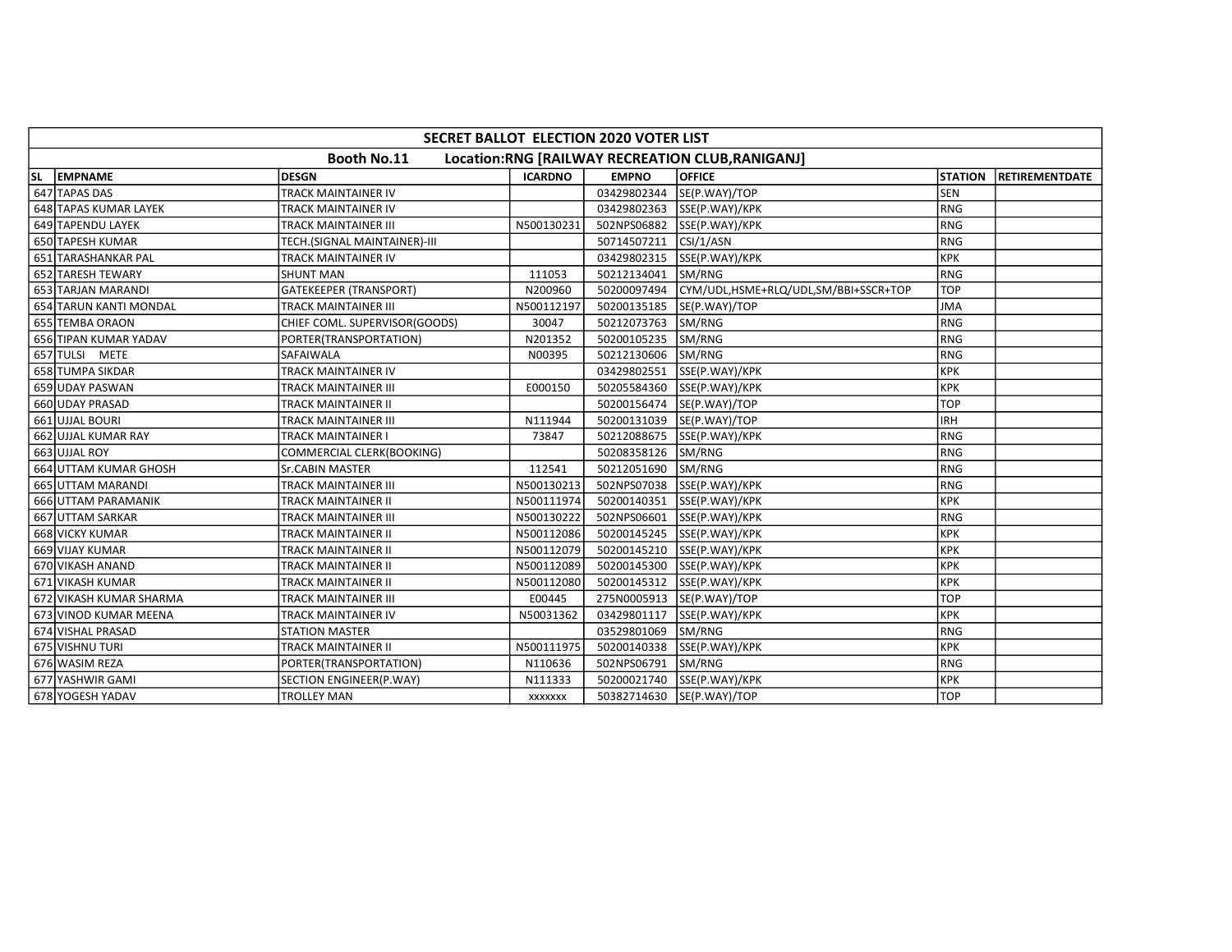| SECRET BALLOT ELECTION 2020 VOTER LIST | | | | | | | |
|---|---|---|---|---|---|---|---|
| Booth No.11 Location:RNG [RAILWAY RECREATION CLUB,RANIGANJ] | | | | | | | |
| SL EMPNAME | DESGN | ICARDNO | EMPNO | OFFICE | STATION | RETIREMENTDATE | |
| 647 TAPAS DAS | TRACK MAINTAINER IV | | 03429802344 | SE(P.WAY)/TOP | SEN | | |
| 648 TAPAS KUMAR LAYEK | TRACK MAINTAINER IV | | 03429802363 | SSE(P.WAY)/KPK | RNG | | |
| 649 TAPENDU LAYEK | TRACK MAINTAINER III | N500130231 | 502NPS06882 | SSE(P.WAY)/KPK | RNG | | |
| 650 TAPESH KUMAR | TECH.(SIGNAL MAINTAINER)-III | | 50714507211 | CSI/1/ASN | RNG | | |
| 651 TARASHANKAR PAL | TRACK MAINTAINER IV | | 03429802315 | SSE(P.WAY)/KPK | KPK | | |
| 652 TARESH TEWARY | SHUNT MAN | 111053 | 50212134041 | SM/RNG | RNG | | |
| 653 TARJAN MARANDI | GATEKEEPER (TRANSPORT) | N200960 | 50200097494 | CYM/UDL,HSME+RLQ/UDL,SM/BBI+SSCR+TOP | TOP | | |
| 654 TARUN KANTI MONDAL | TRACK MAINTAINER III | N500112197 | 50200135185 | SE(P.WAY)/TOP | JMA | | |
| 655 TEMBA ORAON | CHIEF COML. SUPERVISOR(GOODS) | 30047 | 50212073763 | SM/RNG | RNG | | |
| 656 TIPAN KUMAR YADAV | PORTER(TRANSPORTATION) | N201352 | 50200105235 | SM/RNG | RNG | | |
| 657 TULSI METE | SAFAIWALA | N00395 | 50212130606 | SM/RNG | RNG | | |
| 658 TUMPA SIKDAR | TRACK MAINTAINER IV | | 03429802551 | SSE(P.WAY)/KPK | KPK | | |
| 659 UDAY PASWAN | TRACK MAINTAINER III | E000150 | 50205584360 | SSE(P.WAY)/KPK | KPK | | |
| 660 UDAY PRASAD | TRACK MAINTAINER II | | 50200156474 | SE(P.WAY)/TOP | TOP | | |
| 661 UJJAL BOURI | TRACK MAINTAINER III | N111944 | 50200131039 | SE(P.WAY)/TOP | IRH | | |
| 662 UJJAL KUMAR RAY | TRACK MAINTAINER I | 73847 | 50212088675 | SSE(P.WAY)/KPK | RNG | | |
| 663 UJJAL ROY | COMMERCIAL CLERK(BOOKING) | | 50208358126 | SM/RNG | RNG | | |
| 664 UTTAM KUMAR GHOSH | Sr.CABIN MASTER | 112541 | 50212051690 | SM/RNG | RNG | | |
| 665 UTTAM MARANDI | TRACK MAINTAINER III | N500130213 | 502NPS07038 | SSE(P.WAY)/KPK | RNG | | |
| 666 UTTAM PARAMANIK | TRACK MAINTAINER II | N500111974 | 50200140351 | SSE(P.WAY)/KPK | KPK | | |
| 667 UTTAM SARKAR | TRACK MAINTAINER III | N500130222 | 502NPS06601 | SSE(P.WAY)/KPK | RNG | | |
| 668 VICKY KUMAR | TRACK MAINTAINER II | N500112086 | 50200145245 | SSE(P.WAY)/KPK | KPK | | |
| 669 VIJAY KUMAR | TRACK MAINTAINER II | N500112079 | 50200145210 | SSE(P.WAY)/KPK | KPK | | |
| 670 VIKASH ANAND | TRACK MAINTAINER II | N500112089 | 50200145300 | SSE(P.WAY)/KPK | KPK | | |
| 671 VIKASH KUMAR | TRACK MAINTAINER II | N500112080 | 50200145312 | SSE(P.WAY)/KPK | KPK | | |
| 672 VIKASH KUMAR SHARMA | TRACK MAINTAINER III | E00445 | 275N0005913 | SE(P.WAY)/TOP | TOP | | |
| 673 VINOD KUMAR MEENA | TRACK MAINTAINER IV | N50031362 | 03429801117 | SSE(P.WAY)/KPK | KPK | | |
| 674 VISHAL PRASAD | STATION MASTER | | 03529801069 | SM/RNG | RNG | | |
| 675 VISHNU TURI | TRACK MAINTAINER II | N500111975 | 50200140338 | SSE(P.WAY)/KPK | KPK | | |
| 676 WASIM REZA | PORTER(TRANSPORTATION) | N110636 | 502NPS06791 | SM/RNG | RNG | | |
| 677 YASHWIR GAMI | SECTION ENGINEER(P.WAY) | N111333 | 50200021740 | SSE(P.WAY)/KPK | KPK | | |
| 678 YOGESH YADAV | TROLLEY MAN | xxxxxxx | 50382714630 | SE(P.WAY)/TOP | TOP | | |